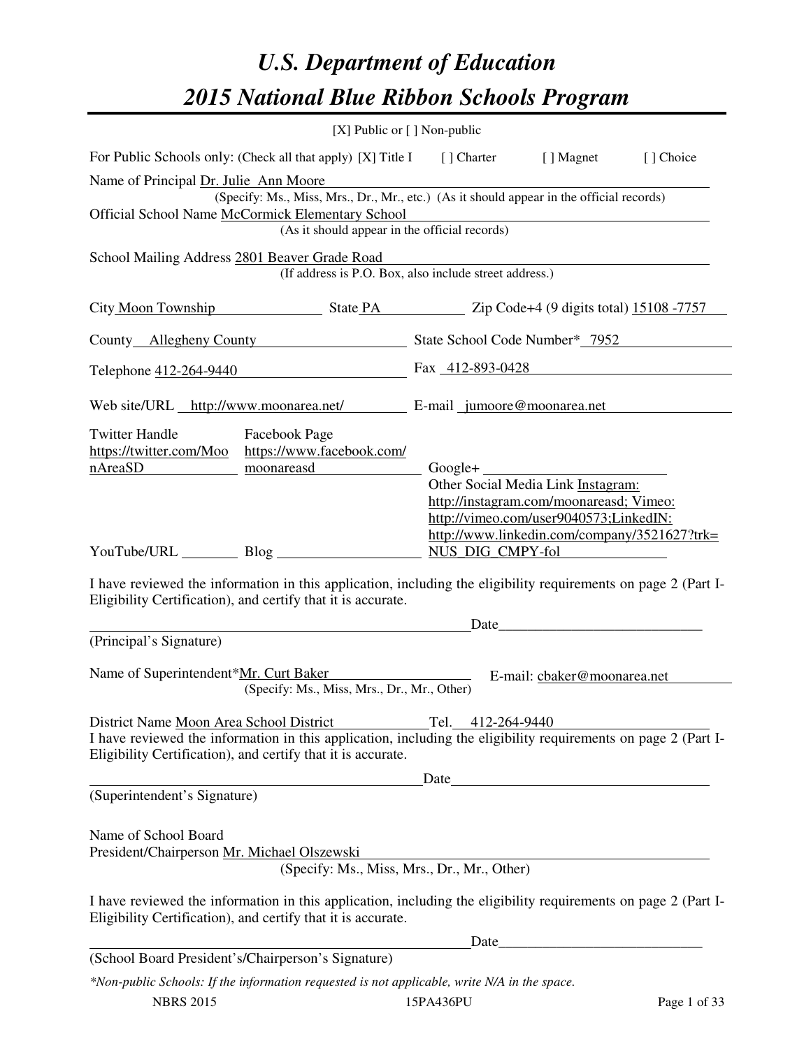# U.S. Department of Education

# 2015 National Blue Ribbon Schools Program

[X] Public or [ ] Non-public

For Public Schools only: (Check all that apply) [X] Title I [ ] Charter [ ] Magnet [ ] Choice

Name of Principal Dr. Julie Ann Moore
(Specify: Ms., Miss, Mrs., Dr., Mr., etc.) (As it should appear in the official records)

Official School Name McCormick Elementary School
(As it should appear in the official records)

School Mailing Address 2801 Beaver Grade Road
(If address is P.O. Box, also include street address.)

City Moon Township State PA Zip Code+4 (9 digits total) 15108 -7757

County Allegheny County State School Code Number* 7952

Telephone 412-264-9440 Fax 412-893-0428

Web site/URL http://www.moonarea.net/ E-mail jumoore@moonarea.net

Twitter Handle https://twitter.com/MoonAreaSD Facebook Page https://www.facebook.com/moonareasd Google+

Other Social Media Link Instagram: http://instagram.com/moonareasd; Vimeo: http://vimeo.com/user9040573;LinkedIN: http://www.linkedin.com/company/3521627?trk=NUS_DIG_CMPY-fol

YouTube/URL Blog

I have reviewed the information in this application, including the eligibility requirements on page 2 (Part I-Eligibility Certification), and certify that it is accurate.

Date

(Principal's Signature)

Name of Superintendent*Mr. Curt Baker E-mail: cbaker@moonarea.net
(Specify: Ms., Miss, Mrs., Dr., Mr., Other)

District Name Moon Area School District Tel. 412-264-9440

I have reviewed the information in this application, including the eligibility requirements on page 2 (Part I-Eligibility Certification), and certify that it is accurate.

Date

(Superintendent's Signature)

Name of School Board President/Chairperson Mr. Michael Olszewski
(Specify: Ms., Miss, Mrs., Dr., Mr., Other)

I have reviewed the information in this application, including the eligibility requirements on page 2 (Part I-Eligibility Certification), and certify that it is accurate.

Date

(School Board President's/Chairperson's Signature)

*\*Non-public Schools: If the information requested is not applicable, write N/A in the space.*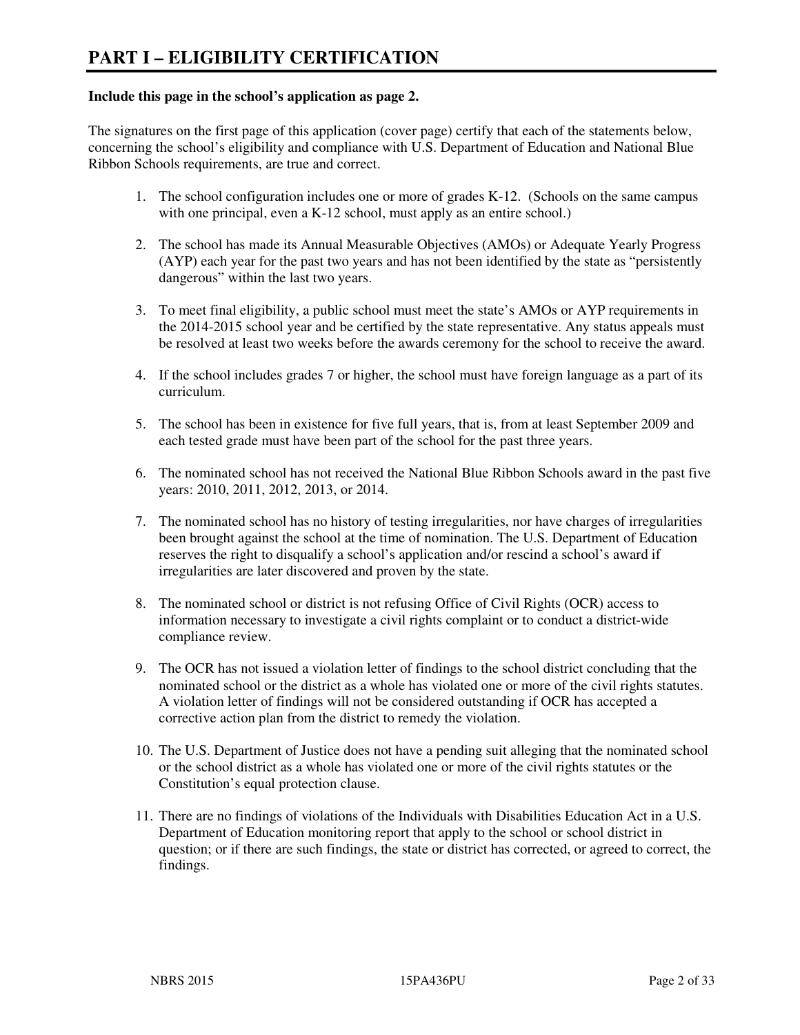# PART I – ELIGIBILITY CERTIFICATION

**Include this page in the school's application as page 2.**

The signatures on the first page of this application (cover page) certify that each of the statements below, concerning the school's eligibility and compliance with U.S. Department of Education and National Blue Ribbon Schools requirements, are true and correct.

1. The school configuration includes one or more of grades K-12. (Schools on the same campus with one principal, even a K-12 school, must apply as an entire school.)

2. The school has made its Annual Measurable Objectives (AMOs) or Adequate Yearly Progress (AYP) each year for the past two years and has not been identified by the state as "persistently dangerous" within the last two years.

3. To meet final eligibility, a public school must meet the state's AMOs or AYP requirements in the 2014-2015 school year and be certified by the state representative. Any status appeals must be resolved at least two weeks before the awards ceremony for the school to receive the award.

4. If the school includes grades 7 or higher, the school must have foreign language as a part of its curriculum.

5. The school has been in existence for five full years, that is, from at least September 2009 and each tested grade must have been part of the school for the past three years.

6. The nominated school has not received the National Blue Ribbon Schools award in the past five years: 2010, 2011, 2012, 2013, or 2014.

7. The nominated school has no history of testing irregularities, nor have charges of irregularities been brought against the school at the time of nomination. The U.S. Department of Education reserves the right to disqualify a school's application and/or rescind a school's award if irregularities are later discovered and proven by the state.

8. The nominated school or district is not refusing Office of Civil Rights (OCR) access to information necessary to investigate a civil rights complaint or to conduct a district-wide compliance review.

9. The OCR has not issued a violation letter of findings to the school district concluding that the nominated school or the district as a whole has violated one or more of the civil rights statutes. A violation letter of findings will not be considered outstanding if OCR has accepted a corrective action plan from the district to remedy the violation.

10. The U.S. Department of Justice does not have a pending suit alleging that the nominated school or the school district as a whole has violated one or more of the civil rights statutes or the Constitution's equal protection clause.

11. There are no findings of violations of the Individuals with Disabilities Education Act in a U.S. Department of Education monitoring report that apply to the school or school district in question; or if there are such findings, the state or district has corrected, or agreed to correct, the findings.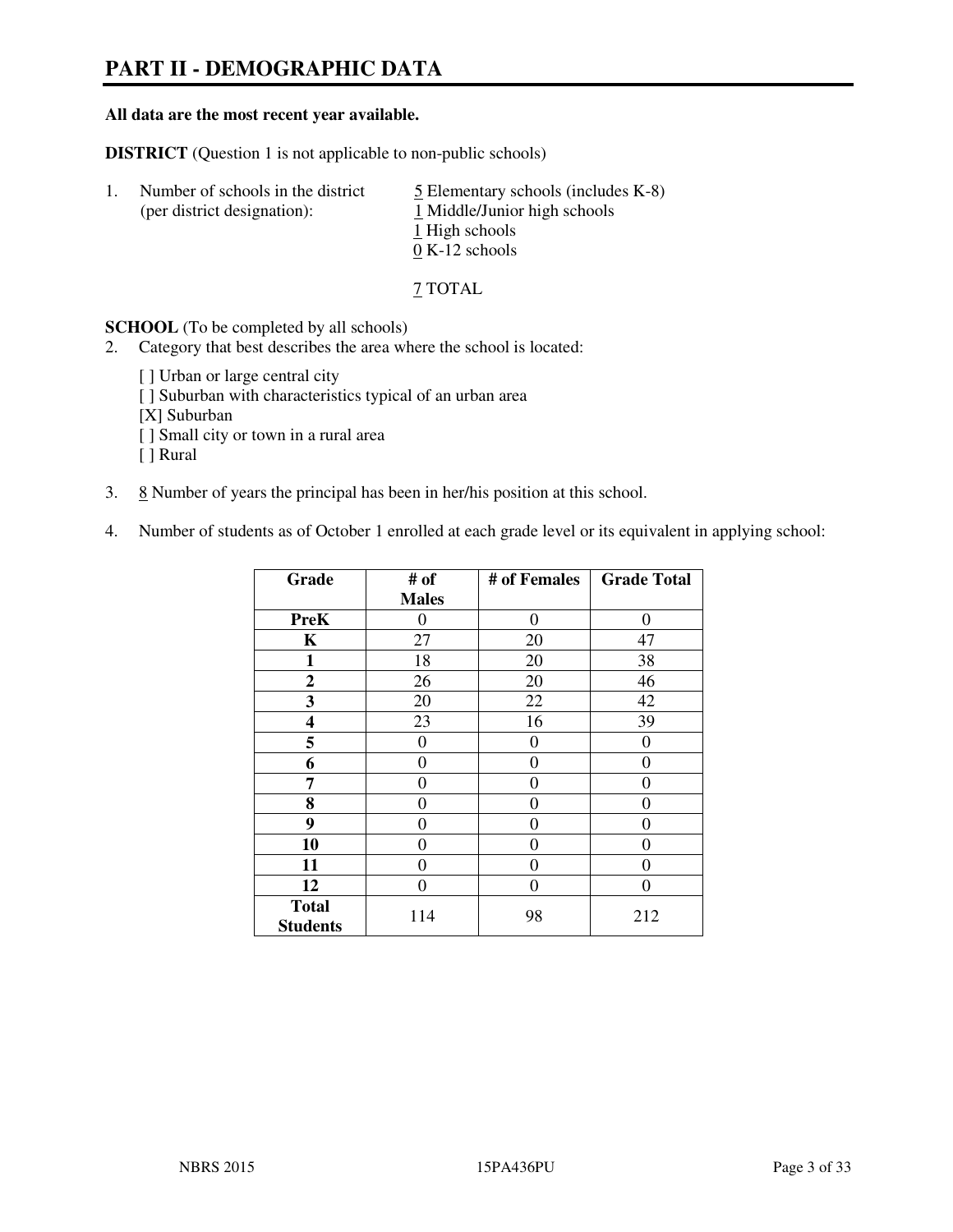# PART II - DEMOGRAPHIC DATA

**All data are the most recent year available.**

**DISTRICT** (Question 1 is not applicable to non-public schools)

1. Number of schools in the district (per district designation):
   5 Elementary schools (includes K-8)
   1 Middle/Junior high schools
   1 High schools
   0 K-12 schools

   7 TOTAL

**SCHOOL** (To be completed by all schools)

2. Category that best describes the area where the school is located:

   [ ] Urban or large central city
   [ ] Suburban with characteristics typical of an urban area
   [X] Suburban
   [ ] Small city or town in a rural area
   [ ] Rural

3. 8 Number of years the principal has been in her/his position at this school.

4. Number of students as of October 1 enrolled at each grade level or its equivalent in applying school:

| Grade | # of Males | # of Females | Grade Total |
|---|---|---|---|
| **PreK** | 0 | 0 | 0 |
| **K** | 27 | 20 | 47 |
| **1** | 18 | 20 | 38 |
| **2** | 26 | 20 | 46 |
| **3** | 20 | 22 | 42 |
| **4** | 23 | 16 | 39 |
| **5** | 0 | 0 | 0 |
| **6** | 0 | 0 | 0 |
| **7** | 0 | 0 | 0 |
| **8** | 0 | 0 | 0 |
| **9** | 0 | 0 | 0 |
| **10** | 0 | 0 | 0 |
| **11** | 0 | 0 | 0 |
| **12** | 0 | 0 | 0 |
| **Total Students** | 114 | 98 | 212 |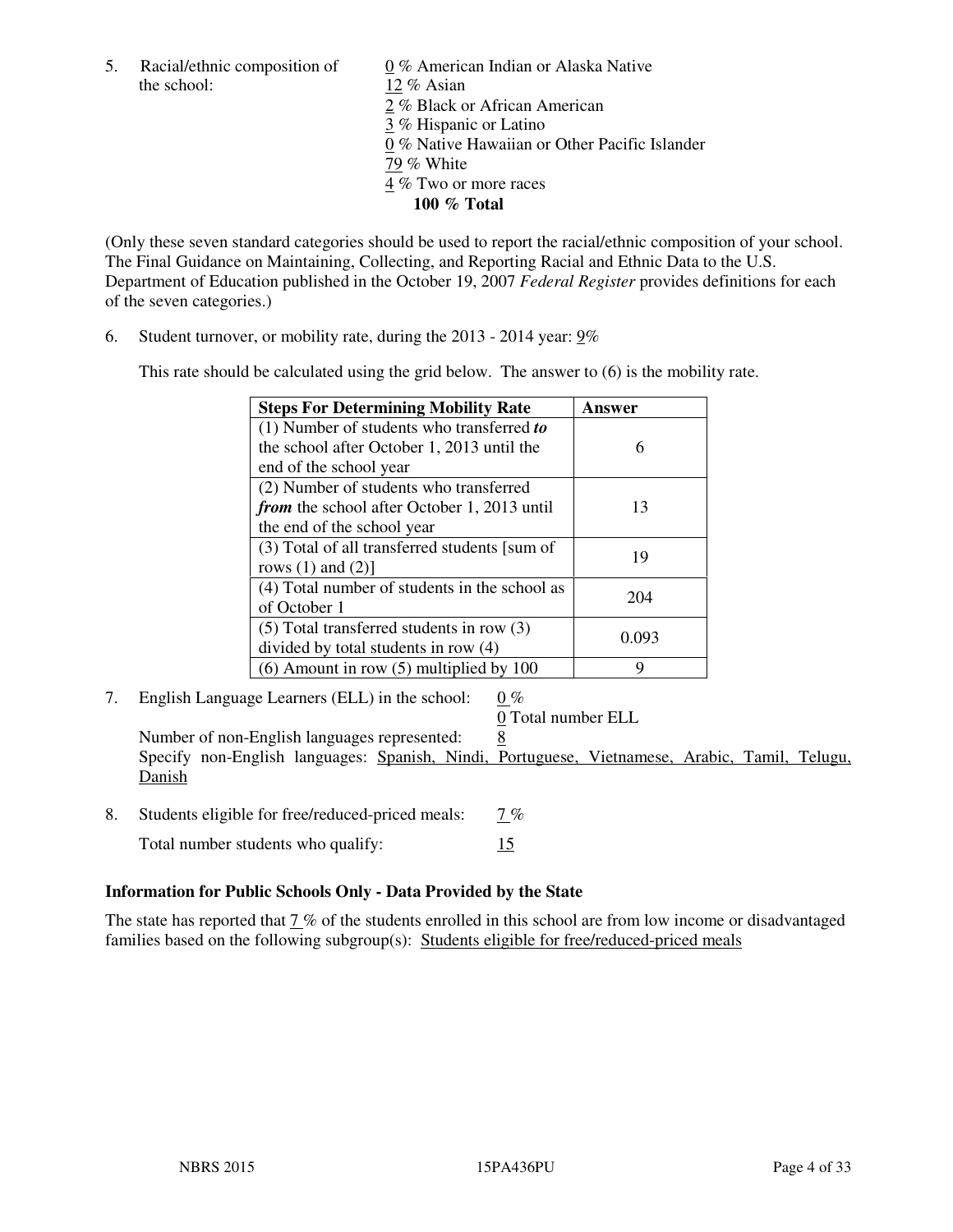5. Racial/ethnic composition of the school:

0 % American Indian or Alaska Native
12 % Asian
2 % Black or African American
3 % Hispanic or Latino
0 % Native Hawaiian or Other Pacific Islander
79 % White
4 % Two or more races
**100 % Total**

(Only these seven standard categories should be used to report the racial/ethnic composition of your school. The Final Guidance on Maintaining, Collecting, and Reporting Racial and Ethnic Data to the U.S. Department of Education published in the October 19, 2007 *Federal Register* provides definitions for each of the seven categories.)

6. Student turnover, or mobility rate, during the 2013 - 2014 year: 9%

This rate should be calculated using the grid below. The answer to (6) is the mobility rate.

| **Steps For Determining Mobility Rate** | **Answer** |
| --- | --- |
| (1) Number of students who transferred ***to*** the school after October 1, 2013 until the end of the school year | 6 |
| (2) Number of students who transferred ***from*** the school after October 1, 2013 until the end of the school year | 13 |
| (3) Total of all transferred students [sum of rows (1) and (2)] | 19 |
| (4) Total number of students in the school as of October 1 | 204 |
| (5) Total transferred students in row (3) divided by total students in row (4) | 0.093 |
| (6) Amount in row (5) multiplied by 100 | 9 |

7. English Language Learners (ELL) in the school: 0 %
0 Total number ELL
Number of non-English languages represented: 8
Specify non-English languages: Spanish, Nindi, Portuguese, Vietnamese, Arabic, Tamil, Telugu, Danish

8. Students eligible for free/reduced-priced meals: 7 %
Total number students who qualify: 15

**Information for Public Schools Only - Data Provided by the State**

The state has reported that 7 % of the students enrolled in this school are from low income or disadvantaged families based on the following subgroup(s): Students eligible for free/reduced-priced meals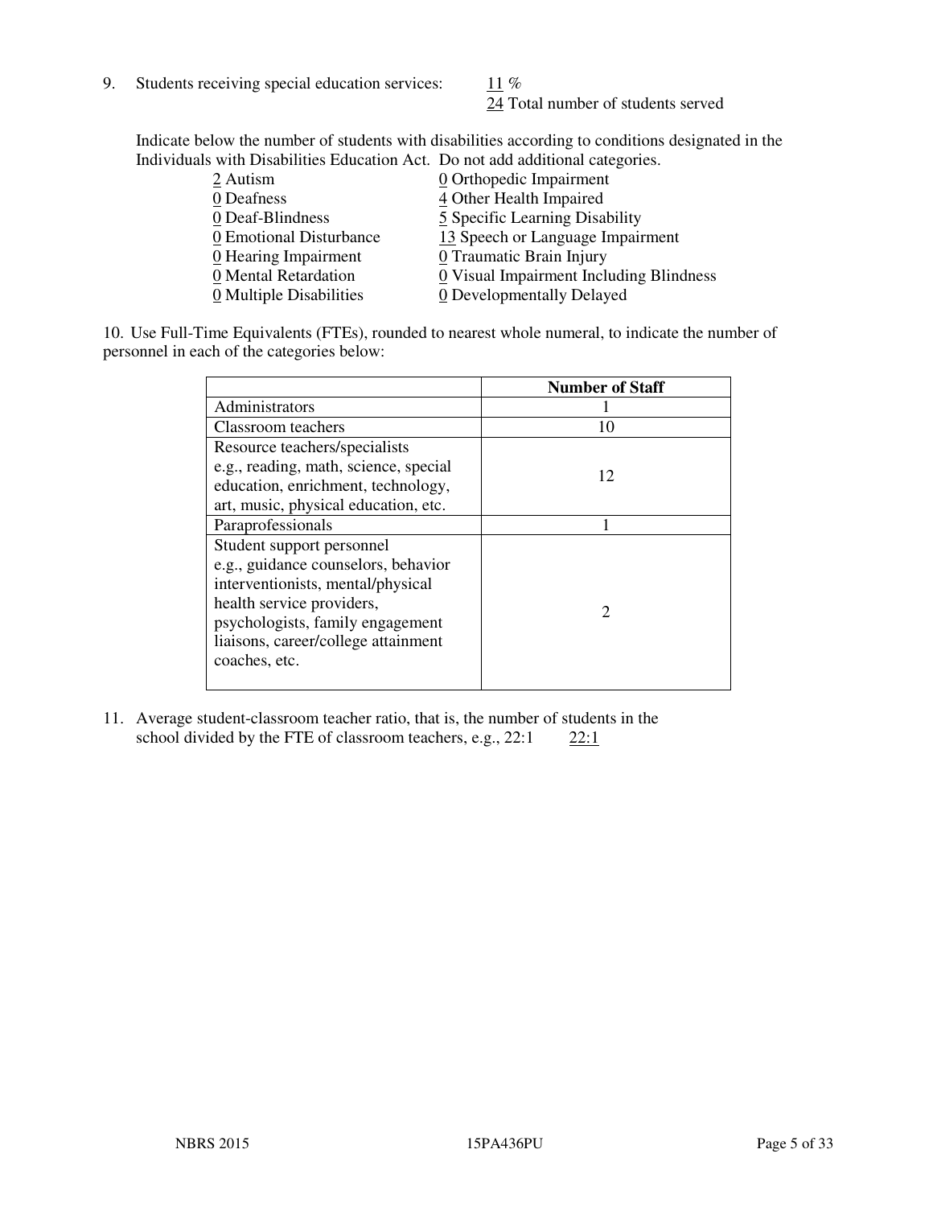9. Students receiving special education services: 11 %
   24 Total number of students served

Indicate below the number of students with disabilities according to conditions designated in the Individuals with Disabilities Education Act. Do not add additional categories.

| | |
|---|---|
| 2 Autism | 0 Orthopedic Impairment |
| 0 Deafness | 4 Other Health Impaired |
| 0 Deaf-Blindness | 5 Specific Learning Disability |
| 0 Emotional Disturbance | 13 Speech or Language Impairment |
| 0 Hearing Impairment | 0 Traumatic Brain Injury |
| 0 Mental Retardation | 0 Visual Impairment Including Blindness |
| 0 Multiple Disabilities | 0 Developmentally Delayed |

10. Use Full-Time Equivalents (FTEs), rounded to nearest whole numeral, to indicate the number of personnel in each of the categories below:

| | **Number of Staff** |
|---|---|
| Administrators | 1 |
| Classroom teachers | 10 |
| Resource teachers/specialists e.g., reading, math, science, special education, enrichment, technology, art, music, physical education, etc. | 12 |
| Paraprofessionals | 1 |
| Student support personnel e.g., guidance counselors, behavior interventionists, mental/physical health service providers, psychologists, family engagement liaisons, career/college attainment coaches, etc. | 2 |

11. Average student-classroom teacher ratio, that is, the number of students in the school divided by the FTE of classroom teachers, e.g., 22:1 22:1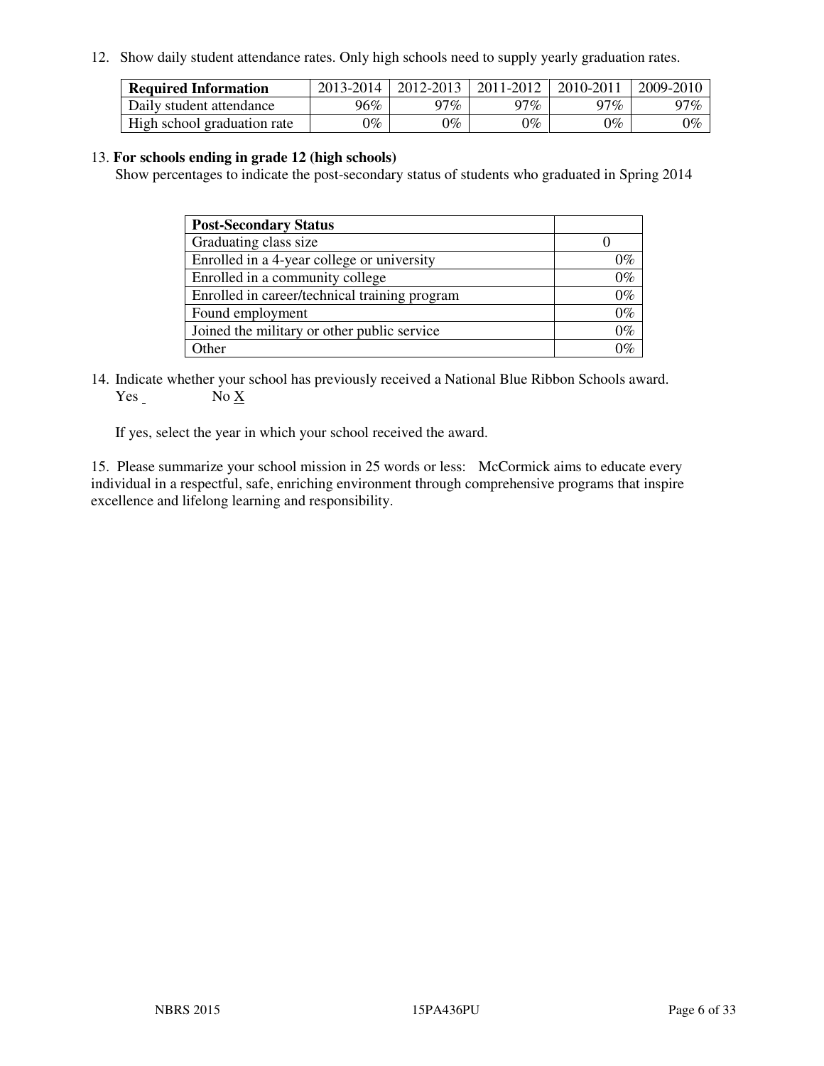12. Show daily student attendance rates. Only high schools need to supply yearly graduation rates.

| **Required Information** | 2013-2014 | 2012-2013 | 2011-2012 | 2010-2011 | 2009-2010 |
|---|---|---|---|---|---|
| Daily student attendance | 96% | 97% | 97% | 97% | 97% |
| High school graduation rate | 0% | 0% | 0% | 0% | 0% |

13. **For schools ending in grade 12 (high schools)**
Show percentages to indicate the post-secondary status of students who graduated in Spring 2014

| **Post-Secondary Status** | |
|---|---|
| Graduating class size | 0 |
| Enrolled in a 4-year college or university | 0% |
| Enrolled in a community college | 0% |
| Enrolled in career/technical training program | 0% |
| Found employment | 0% |
| Joined the military or other public service | 0% |
| Other | 0% |

14. Indicate whether your school has previously received a National Blue Ribbon Schools award.
Yes ___ No X

If yes, select the year in which your school received the award.

15. Please summarize your school mission in 25 words or less: McCormick aims to educate every individual in a respectful, safe, enriching environment through comprehensive programs that inspire excellence and lifelong learning and responsibility.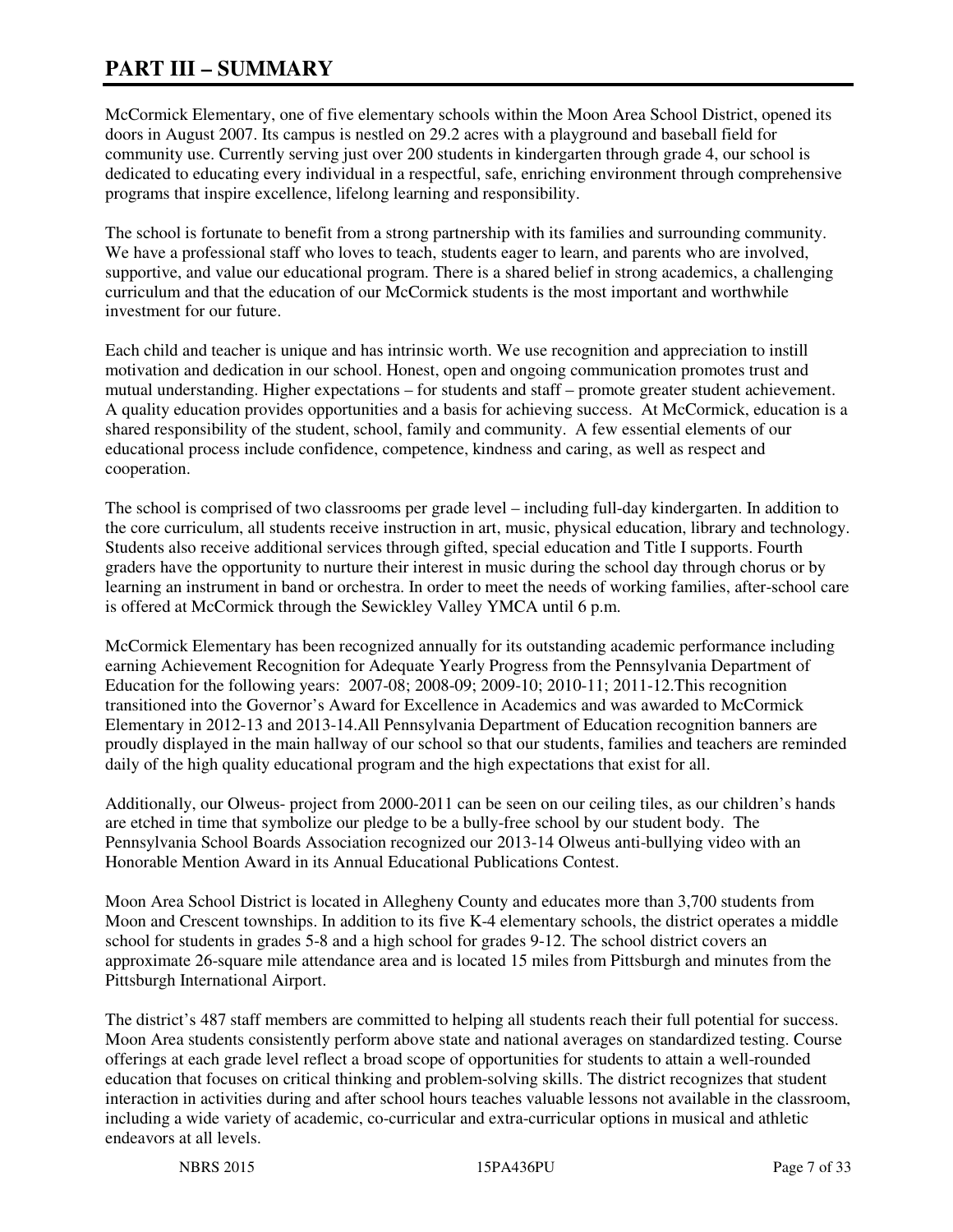# PART III – SUMMARY

McCormick Elementary, one of five elementary schools within the Moon Area School District, opened its doors in August 2007. Its campus is nestled on 29.2 acres with a playground and baseball field for community use. Currently serving just over 200 students in kindergarten through grade 4, our school is dedicated to educating every individual in a respectful, safe, enriching environment through comprehensive programs that inspire excellence, lifelong learning and responsibility.

The school is fortunate to benefit from a strong partnership with its families and surrounding community. We have a professional staff who loves to teach, students eager to learn, and parents who are involved, supportive, and value our educational program. There is a shared belief in strong academics, a challenging curriculum and that the education of our McCormick students is the most important and worthwhile investment for our future.

Each child and teacher is unique and has intrinsic worth. We use recognition and appreciation to instill motivation and dedication in our school. Honest, open and ongoing communication promotes trust and mutual understanding. Higher expectations – for students and staff – promote greater student achievement. A quality education provides opportunities and a basis for achieving success. At McCormick, education is a shared responsibility of the student, school, family and community. A few essential elements of our educational process include confidence, competence, kindness and caring, as well as respect and cooperation.

The school is comprised of two classrooms per grade level – including full-day kindergarten. In addition to the core curriculum, all students receive instruction in art, music, physical education, library and technology. Students also receive additional services through gifted, special education and Title I supports. Fourth graders have the opportunity to nurture their interest in music during the school day through chorus or by learning an instrument in band or orchestra. In order to meet the needs of working families, after-school care is offered at McCormick through the Sewickley Valley YMCA until 6 p.m.

McCormick Elementary has been recognized annually for its outstanding academic performance including earning Achievement Recognition for Adequate Yearly Progress from the Pennsylvania Department of Education for the following years: 2007-08; 2008-09; 2009-10; 2010-11; 2011-12.This recognition transitioned into the Governor's Award for Excellence in Academics and was awarded to McCormick Elementary in 2012-13 and 2013-14.All Pennsylvania Department of Education recognition banners are proudly displayed in the main hallway of our school so that our students, families and teachers are reminded daily of the high quality educational program and the high expectations that exist for all.

Additionally, our Olweus- project from 2000-2011 can be seen on our ceiling tiles, as our children's hands are etched in time that symbolize our pledge to be a bully-free school by our student body. The Pennsylvania School Boards Association recognized our 2013-14 Olweus anti-bullying video with an Honorable Mention Award in its Annual Educational Publications Contest.

Moon Area School District is located in Allegheny County and educates more than 3,700 students from Moon and Crescent townships. In addition to its five K-4 elementary schools, the district operates a middle school for students in grades 5-8 and a high school for grades 9-12. The school district covers an approximate 26-square mile attendance area and is located 15 miles from Pittsburgh and minutes from the Pittsburgh International Airport.

The district's 487 staff members are committed to helping all students reach their full potential for success. Moon Area students consistently perform above state and national averages on standardized testing. Course offerings at each grade level reflect a broad scope of opportunities for students to attain a well-rounded education that focuses on critical thinking and problem-solving skills. The district recognizes that student interaction in activities during and after school hours teaches valuable lessons not available in the classroom, including a wide variety of academic, co-curricular and extra-curricular options in musical and athletic endeavors at all levels.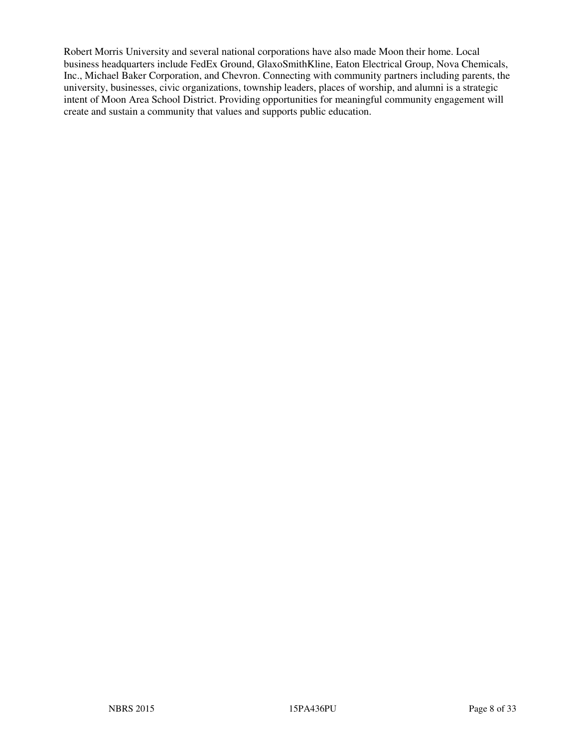Robert Morris University and several national corporations have also made Moon their home. Local business headquarters include FedEx Ground, GlaxoSmithKline, Eaton Electrical Group, Nova Chemicals, Inc., Michael Baker Corporation, and Chevron. Connecting with community partners including parents, the university, businesses, civic organizations, township leaders, places of worship, and alumni is a strategic intent of Moon Area School District. Providing opportunities for meaningful community engagement will create and sustain a community that values and supports public education.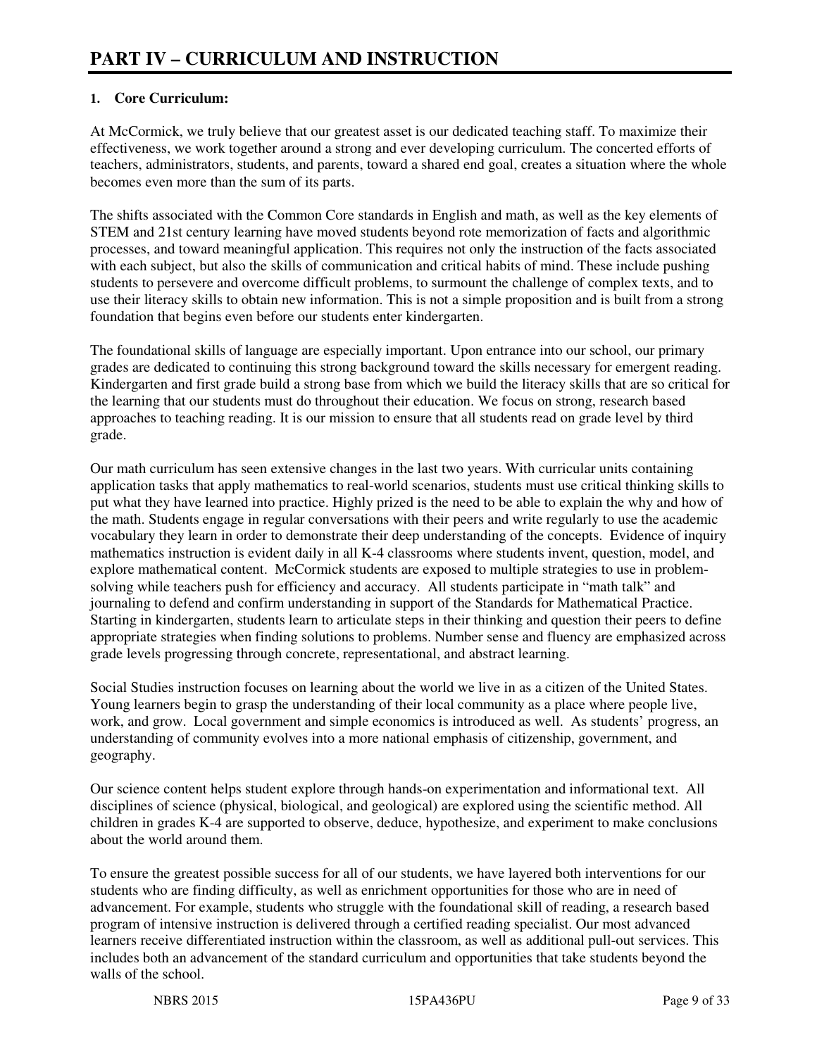# PART IV – CURRICULUM AND INSTRUCTION

**1. Core Curriculum:**

At McCormick, we truly believe that our greatest asset is our dedicated teaching staff. To maximize their effectiveness, we work together around a strong and ever developing curriculum. The concerted efforts of teachers, administrators, students, and parents, toward a shared end goal, creates a situation where the whole becomes even more than the sum of its parts.

The shifts associated with the Common Core standards in English and math, as well as the key elements of STEM and 21st century learning have moved students beyond rote memorization of facts and algorithmic processes, and toward meaningful application. This requires not only the instruction of the facts associated with each subject, but also the skills of communication and critical habits of mind. These include pushing students to persevere and overcome difficult problems, to surmount the challenge of complex texts, and to use their literacy skills to obtain new information. This is not a simple proposition and is built from a strong foundation that begins even before our students enter kindergarten.

The foundational skills of language are especially important. Upon entrance into our school, our primary grades are dedicated to continuing this strong background toward the skills necessary for emergent reading. Kindergarten and first grade build a strong base from which we build the literacy skills that are so critical for the learning that our students must do throughout their education. We focus on strong, research based approaches to teaching reading. It is our mission to ensure that all students read on grade level by third grade.

Our math curriculum has seen extensive changes in the last two years. With curricular units containing application tasks that apply mathematics to real-world scenarios, students must use critical thinking skills to put what they have learned into practice. Highly prized is the need to be able to explain the why and how of the math. Students engage in regular conversations with their peers and write regularly to use the academic vocabulary they learn in order to demonstrate their deep understanding of the concepts. Evidence of inquiry mathematics instruction is evident daily in all K-4 classrooms where students invent, question, model, and explore mathematical content. McCormick students are exposed to multiple strategies to use in problem-solving while teachers push for efficiency and accuracy. All students participate in "math talk" and journaling to defend and confirm understanding in support of the Standards for Mathematical Practice. Starting in kindergarten, students learn to articulate steps in their thinking and question their peers to define appropriate strategies when finding solutions to problems. Number sense and fluency are emphasized across grade levels progressing through concrete, representational, and abstract learning.

Social Studies instruction focuses on learning about the world we live in as a citizen of the United States. Young learners begin to grasp the understanding of their local community as a place where people live, work, and grow. Local government and simple economics is introduced as well. As students' progress, an understanding of community evolves into a more national emphasis of citizenship, government, and geography.

Our science content helps student explore through hands-on experimentation and informational text. All disciplines of science (physical, biological, and geological) are explored using the scientific method. All children in grades K-4 are supported to observe, deduce, hypothesize, and experiment to make conclusions about the world around them.

To ensure the greatest possible success for all of our students, we have layered both interventions for our students who are finding difficulty, as well as enrichment opportunities for those who are in need of advancement. For example, students who struggle with the foundational skill of reading, a research based program of intensive instruction is delivered through a certified reading specialist. Our most advanced learners receive differentiated instruction within the classroom, as well as additional pull-out services. This includes both an advancement of the standard curriculum and opportunities that take students beyond the walls of the school.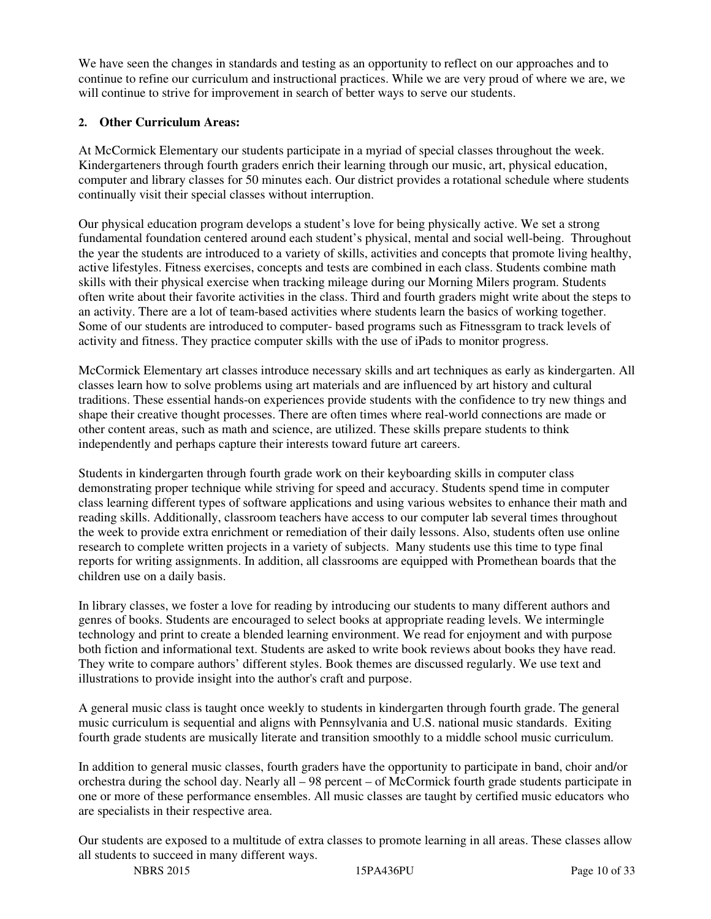We have seen the changes in standards and testing as an opportunity to reflect on our approaches and to continue to refine our curriculum and instructional practices. While we are very proud of where we are, we will continue to strive for improvement in search of better ways to serve our students.

**2. Other Curriculum Areas:**

At McCormick Elementary our students participate in a myriad of special classes throughout the week. Kindergarteners through fourth graders enrich their learning through our music, art, physical education, computer and library classes for 50 minutes each. Our district provides a rotational schedule where students continually visit their special classes without interruption.

Our physical education program develops a student's love for being physically active. We set a strong fundamental foundation centered around each student's physical, mental and social well-being. Throughout the year the students are introduced to a variety of skills, activities and concepts that promote living healthy, active lifestyles. Fitness exercises, concepts and tests are combined in each class. Students combine math skills with their physical exercise when tracking mileage during our Morning Milers program. Students often write about their favorite activities in the class. Third and fourth graders might write about the steps to an activity. There are a lot of team-based activities where students learn the basics of working together. Some of our students are introduced to computer- based programs such as Fitnessgram to track levels of activity and fitness. They practice computer skills with the use of iPads to monitor progress.

McCormick Elementary art classes introduce necessary skills and art techniques as early as kindergarten. All classes learn how to solve problems using art materials and are influenced by art history and cultural traditions. These essential hands-on experiences provide students with the confidence to try new things and shape their creative thought processes. There are often times where real-world connections are made or other content areas, such as math and science, are utilized. These skills prepare students to think independently and perhaps capture their interests toward future art careers.

Students in kindergarten through fourth grade work on their keyboarding skills in computer class demonstrating proper technique while striving for speed and accuracy. Students spend time in computer class learning different types of software applications and using various websites to enhance their math and reading skills. Additionally, classroom teachers have access to our computer lab several times throughout the week to provide extra enrichment or remediation of their daily lessons. Also, students often use online research to complete written projects in a variety of subjects. Many students use this time to type final reports for writing assignments. In addition, all classrooms are equipped with Promethean boards that the children use on a daily basis.

In library classes, we foster a love for reading by introducing our students to many different authors and genres of books. Students are encouraged to select books at appropriate reading levels. We intermingle technology and print to create a blended learning environment. We read for enjoyment and with purpose both fiction and informational text. Students are asked to write book reviews about books they have read. They write to compare authors' different styles. Book themes are discussed regularly. We use text and illustrations to provide insight into the author's craft and purpose.

A general music class is taught once weekly to students in kindergarten through fourth grade. The general music curriculum is sequential and aligns with Pennsylvania and U.S. national music standards. Exiting fourth grade students are musically literate and transition smoothly to a middle school music curriculum.

In addition to general music classes, fourth graders have the opportunity to participate in band, choir and/or orchestra during the school day. Nearly all – 98 percent – of McCormick fourth grade students participate in one or more of these performance ensembles. All music classes are taught by certified music educators who are specialists in their respective area.

Our students are exposed to a multitude of extra classes to promote learning in all areas. These classes allow all students to succeed in many different ways.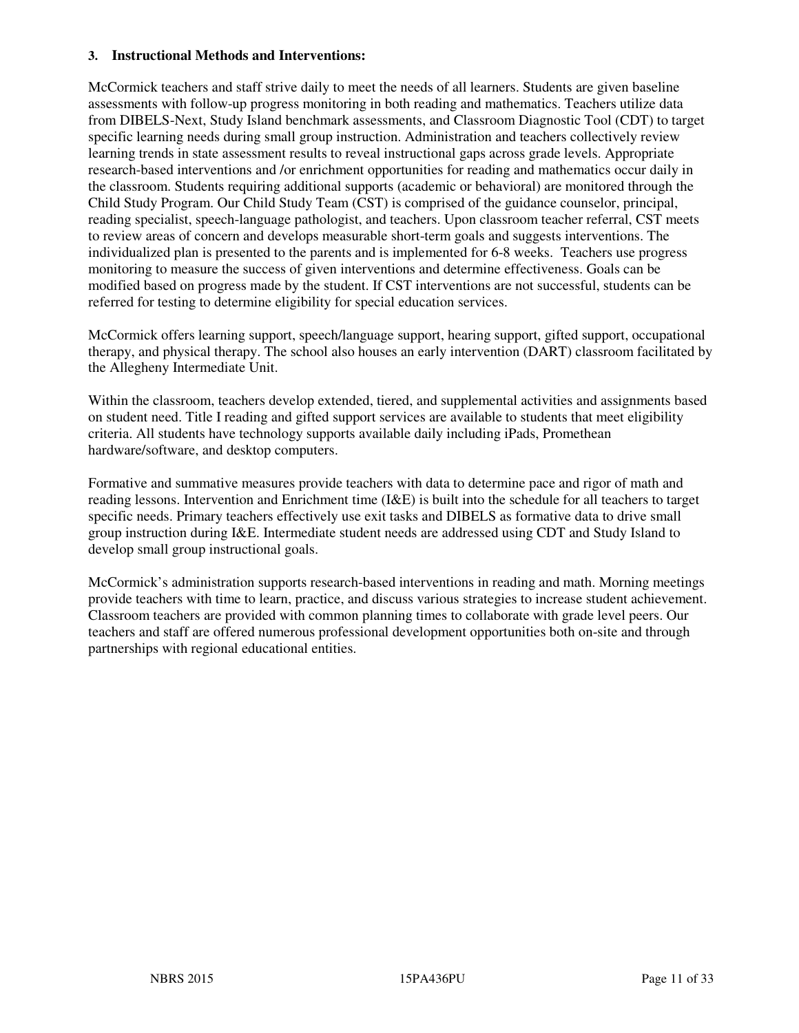### 3. Instructional Methods and Interventions:

McCormick teachers and staff strive daily to meet the needs of all learners. Students are given baseline assessments with follow-up progress monitoring in both reading and mathematics. Teachers utilize data from DIBELS-Next, Study Island benchmark assessments, and Classroom Diagnostic Tool (CDT) to target specific learning needs during small group instruction. Administration and teachers collectively review learning trends in state assessment results to reveal instructional gaps across grade levels. Appropriate research-based interventions and /or enrichment opportunities for reading and mathematics occur daily in the classroom. Students requiring additional supports (academic or behavioral) are monitored through the Child Study Program. Our Child Study Team (CST) is comprised of the guidance counselor, principal, reading specialist, speech-language pathologist, and teachers. Upon classroom teacher referral, CST meets to review areas of concern and develops measurable short-term goals and suggests interventions. The individualized plan is presented to the parents and is implemented for 6-8 weeks. Teachers use progress monitoring to measure the success of given interventions and determine effectiveness. Goals can be modified based on progress made by the student. If CST interventions are not successful, students can be referred for testing to determine eligibility for special education services.

McCormick offers learning support, speech/language support, hearing support, gifted support, occupational therapy, and physical therapy. The school also houses an early intervention (DART) classroom facilitated by the Allegheny Intermediate Unit.

Within the classroom, teachers develop extended, tiered, and supplemental activities and assignments based on student need. Title I reading and gifted support services are available to students that meet eligibility criteria. All students have technology supports available daily including iPads, Promethean hardware/software, and desktop computers.

Formative and summative measures provide teachers with data to determine pace and rigor of math and reading lessons. Intervention and Enrichment time (I&E) is built into the schedule for all teachers to target specific needs. Primary teachers effectively use exit tasks and DIBELS as formative data to drive small group instruction during I&E. Intermediate student needs are addressed using CDT and Study Island to develop small group instructional goals.

McCormick's administration supports research-based interventions in reading and math. Morning meetings provide teachers with time to learn, practice, and discuss various strategies to increase student achievement. Classroom teachers are provided with common planning times to collaborate with grade level peers. Our teachers and staff are offered numerous professional development opportunities both on-site and through partnerships with regional educational entities.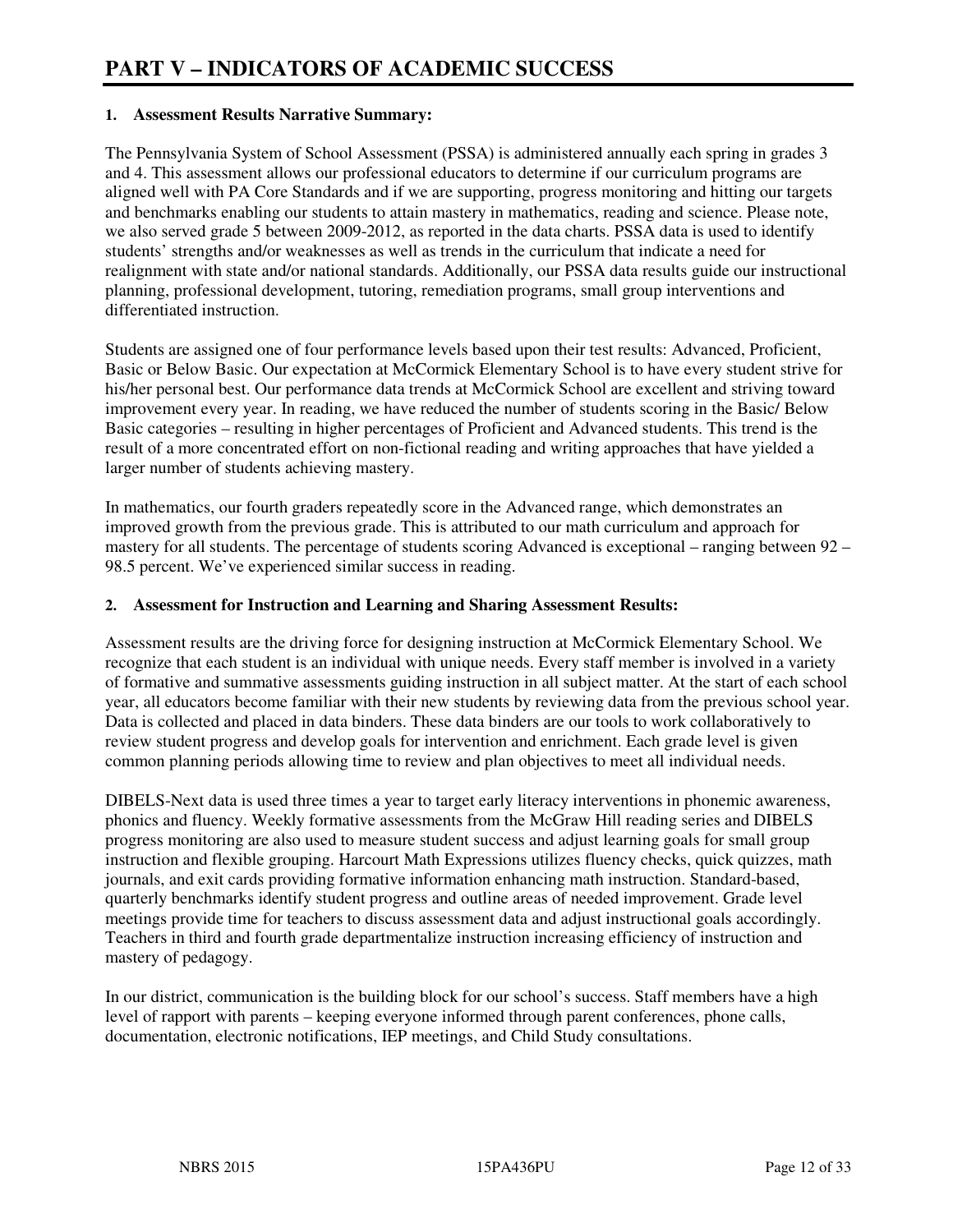# PART V – INDICATORS OF ACADEMIC SUCCESS

## 1. Assessment Results Narrative Summary:

The Pennsylvania System of School Assessment (PSSA) is administered annually each spring in grades 3 and 4. This assessment allows our professional educators to determine if our curriculum programs are aligned well with PA Core Standards and if we are supporting, progress monitoring and hitting our targets and benchmarks enabling our students to attain mastery in mathematics, reading and science. Please note, we also served grade 5 between 2009-2012, as reported in the data charts. PSSA data is used to identify students' strengths and/or weaknesses as well as trends in the curriculum that indicate a need for realignment with state and/or national standards. Additionally, our PSSA data results guide our instructional planning, professional development, tutoring, remediation programs, small group interventions and differentiated instruction.

Students are assigned one of four performance levels based upon their test results: Advanced, Proficient, Basic or Below Basic. Our expectation at McCormick Elementary School is to have every student strive for his/her personal best. Our performance data trends at McCormick School are excellent and striving toward improvement every year. In reading, we have reduced the number of students scoring in the Basic/ Below Basic categories – resulting in higher percentages of Proficient and Advanced students. This trend is the result of a more concentrated effort on non-fictional reading and writing approaches that have yielded a larger number of students achieving mastery.

In mathematics, our fourth graders repeatedly score in the Advanced range, which demonstrates an improved growth from the previous grade. This is attributed to our math curriculum and approach for mastery for all students. The percentage of students scoring Advanced is exceptional – ranging between 92 – 98.5 percent. We've experienced similar success in reading.

## 2. Assessment for Instruction and Learning and Sharing Assessment Results:

Assessment results are the driving force for designing instruction at McCormick Elementary School. We recognize that each student is an individual with unique needs. Every staff member is involved in a variety of formative and summative assessments guiding instruction in all subject matter. At the start of each school year, all educators become familiar with their new students by reviewing data from the previous school year. Data is collected and placed in data binders. These data binders are our tools to work collaboratively to review student progress and develop goals for intervention and enrichment. Each grade level is given common planning periods allowing time to review and plan objectives to meet all individual needs.

DIBELS-Next data is used three times a year to target early literacy interventions in phonemic awareness, phonics and fluency. Weekly formative assessments from the McGraw Hill reading series and DIBELS progress monitoring are also used to measure student success and adjust learning goals for small group instruction and flexible grouping. Harcourt Math Expressions utilizes fluency checks, quick quizzes, math journals, and exit cards providing formative information enhancing math instruction. Standard-based, quarterly benchmarks identify student progress and outline areas of needed improvement. Grade level meetings provide time for teachers to discuss assessment data and adjust instructional goals accordingly. Teachers in third and fourth grade departmentalize instruction increasing efficiency of instruction and mastery of pedagogy.

In our district, communication is the building block for our school's success. Staff members have a high level of rapport with parents – keeping everyone informed through parent conferences, phone calls, documentation, electronic notifications, IEP meetings, and Child Study consultations.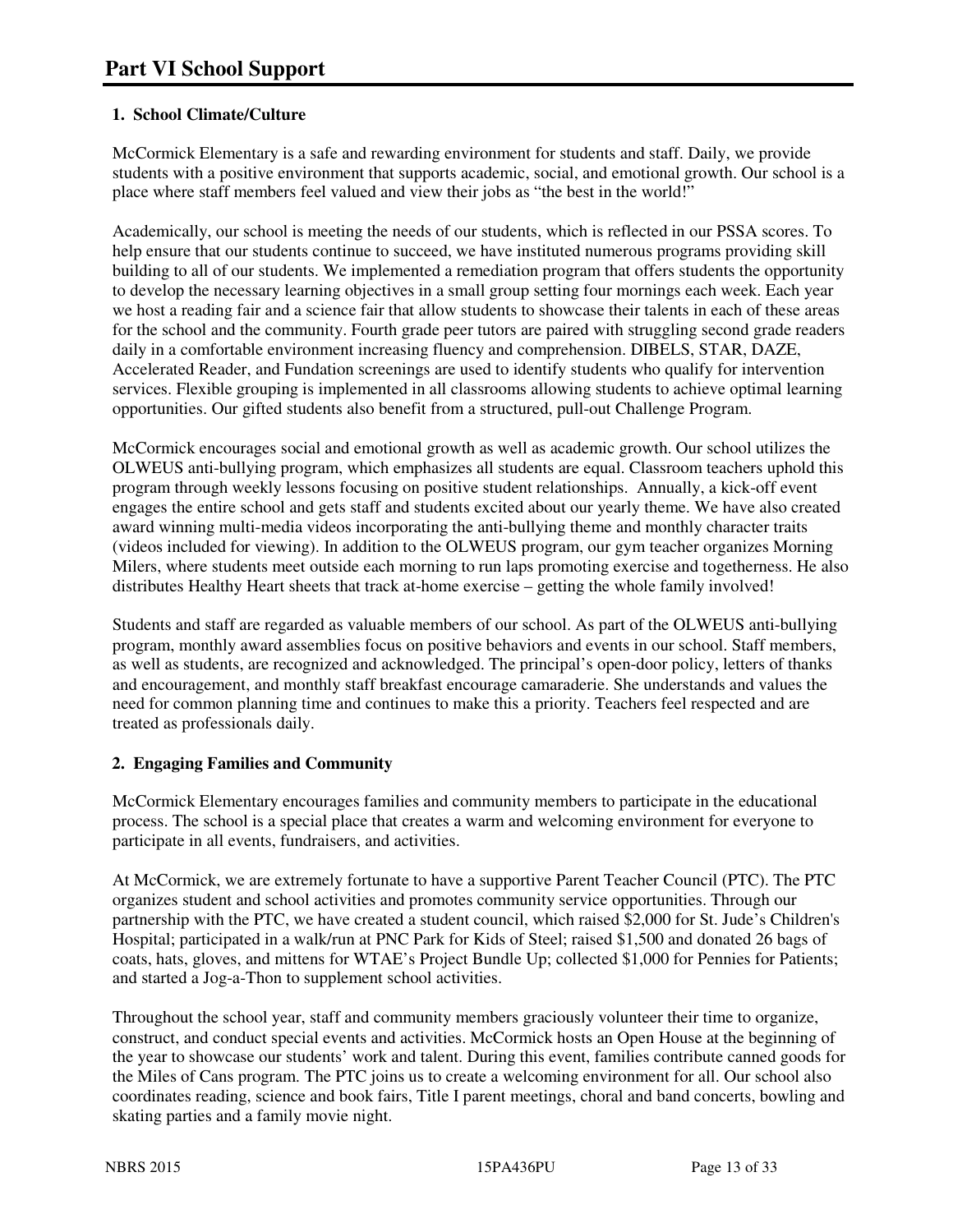# Part VI School Support

### 1. School Climate/Culture

McCormick Elementary is a safe and rewarding environment for students and staff. Daily, we provide students with a positive environment that supports academic, social, and emotional growth. Our school is a place where staff members feel valued and view their jobs as "the best in the world!"

Academically, our school is meeting the needs of our students, which is reflected in our PSSA scores. To help ensure that our students continue to succeed, we have instituted numerous programs providing skill building to all of our students. We implemented a remediation program that offers students the opportunity to develop the necessary learning objectives in a small group setting four mornings each week. Each year we host a reading fair and a science fair that allow students to showcase their talents in each of these areas for the school and the community. Fourth grade peer tutors are paired with struggling second grade readers daily in a comfortable environment increasing fluency and comprehension. DIBELS, STAR, DAZE, Accelerated Reader, and Fundation screenings are used to identify students who qualify for intervention services. Flexible grouping is implemented in all classrooms allowing students to achieve optimal learning opportunities. Our gifted students also benefit from a structured, pull-out Challenge Program.

McCormick encourages social and emotional growth as well as academic growth. Our school utilizes the OLWEUS anti-bullying program, which emphasizes all students are equal. Classroom teachers uphold this program through weekly lessons focusing on positive student relationships. Annually, a kick-off event engages the entire school and gets staff and students excited about our yearly theme. We have also created award winning multi-media videos incorporating the anti-bullying theme and monthly character traits (videos included for viewing). In addition to the OLWEUS program, our gym teacher organizes Morning Milers, where students meet outside each morning to run laps promoting exercise and togetherness. He also distributes Healthy Heart sheets that track at-home exercise – getting the whole family involved!

Students and staff are regarded as valuable members of our school. As part of the OLWEUS anti-bullying program, monthly award assemblies focus on positive behaviors and events in our school. Staff members, as well as students, are recognized and acknowledged. The principal's open-door policy, letters of thanks and encouragement, and monthly staff breakfast encourage camaraderie. She understands and values the need for common planning time and continues to make this a priority. Teachers feel respected and are treated as professionals daily.

### 2. Engaging Families and Community

McCormick Elementary encourages families and community members to participate in the educational process. The school is a special place that creates a warm and welcoming environment for everyone to participate in all events, fundraisers, and activities.

At McCormick, we are extremely fortunate to have a supportive Parent Teacher Council (PTC). The PTC organizes student and school activities and promotes community service opportunities. Through our partnership with the PTC, we have created a student council, which raised $2,000 for St. Jude's Children's Hospital; participated in a walk/run at PNC Park for Kids of Steel; raised $1,500 and donated 26 bags of coats, hats, gloves, and mittens for WTAE's Project Bundle Up; collected $1,000 for Pennies for Patients; and started a Jog-a-Thon to supplement school activities.

Throughout the school year, staff and community members graciously volunteer their time to organize, construct, and conduct special events and activities. McCormick hosts an Open House at the beginning of the year to showcase our students' work and talent. During this event, families contribute canned goods for the Miles of Cans program. The PTC joins us to create a welcoming environment for all. Our school also coordinates reading, science and book fairs, Title I parent meetings, choral and band concerts, bowling and skating parties and a family movie night.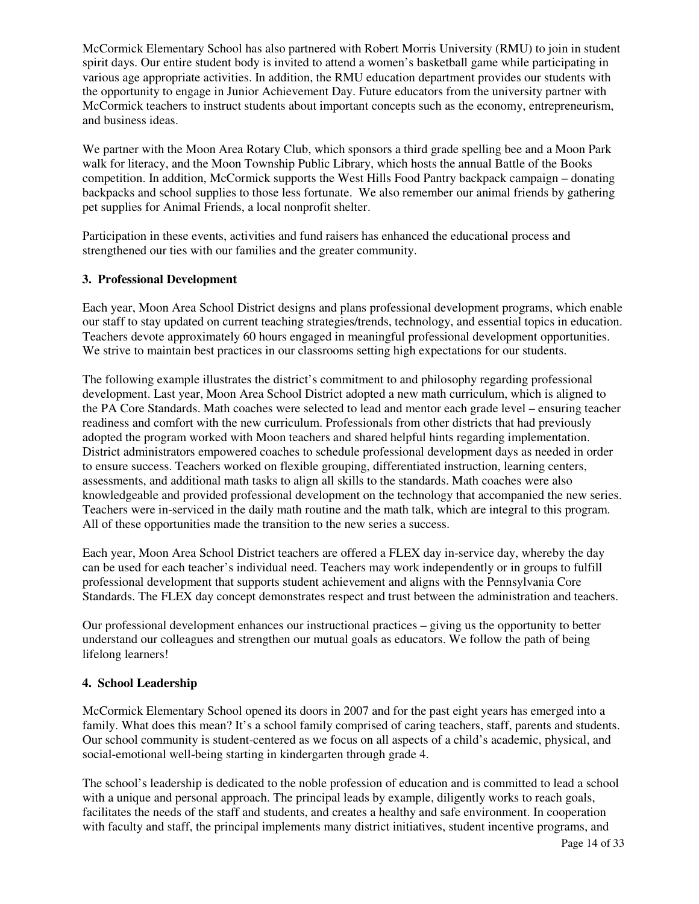McCormick Elementary School has also partnered with Robert Morris University (RMU) to join in student spirit days. Our entire student body is invited to attend a women's basketball game while participating in various age appropriate activities. In addition, the RMU education department provides our students with the opportunity to engage in Junior Achievement Day. Future educators from the university partner with McCormick teachers to instruct students about important concepts such as the economy, entrepreneurism, and business ideas.

We partner with the Moon Area Rotary Club, which sponsors a third grade spelling bee and a Moon Park walk for literacy, and the Moon Township Public Library, which hosts the annual Battle of the Books competition. In addition, McCormick supports the West Hills Food Pantry backpack campaign – donating backpacks and school supplies to those less fortunate. We also remember our animal friends by gathering pet supplies for Animal Friends, a local nonprofit shelter.

Participation in these events, activities and fund raisers has enhanced the educational process and strengthened our ties with our families and the greater community.

### 3. Professional Development

Each year, Moon Area School District designs and plans professional development programs, which enable our staff to stay updated on current teaching strategies/trends, technology, and essential topics in education. Teachers devote approximately 60 hours engaged in meaningful professional development opportunities. We strive to maintain best practices in our classrooms setting high expectations for our students.

The following example illustrates the district's commitment to and philosophy regarding professional development. Last year, Moon Area School District adopted a new math curriculum, which is aligned to the PA Core Standards. Math coaches were selected to lead and mentor each grade level – ensuring teacher readiness and comfort with the new curriculum. Professionals from other districts that had previously adopted the program worked with Moon teachers and shared helpful hints regarding implementation. District administrators empowered coaches to schedule professional development days as needed in order to ensure success. Teachers worked on flexible grouping, differentiated instruction, learning centers, assessments, and additional math tasks to align all skills to the standards. Math coaches were also knowledgeable and provided professional development on the technology that accompanied the new series. Teachers were in-serviced in the daily math routine and the math talk, which are integral to this program. All of these opportunities made the transition to the new series a success.

Each year, Moon Area School District teachers are offered a FLEX day in-service day, whereby the day can be used for each teacher's individual need. Teachers may work independently or in groups to fulfill professional development that supports student achievement and aligns with the Pennsylvania Core Standards. The FLEX day concept demonstrates respect and trust between the administration and teachers.

Our professional development enhances our instructional practices – giving us the opportunity to better understand our colleagues and strengthen our mutual goals as educators. We follow the path of being lifelong learners!

### 4. School Leadership

McCormick Elementary School opened its doors in 2007 and for the past eight years has emerged into a family. What does this mean? It's a school family comprised of caring teachers, staff, parents and students. Our school community is student-centered as we focus on all aspects of a child's academic, physical, and social-emotional well-being starting in kindergarten through grade 4.

The school's leadership is dedicated to the noble profession of education and is committed to lead a school with a unique and personal approach. The principal leads by example, diligently works to reach goals, facilitates the needs of the staff and students, and creates a healthy and safe environment. In cooperation with faculty and staff, the principal implements many district initiatives, student incentive programs, and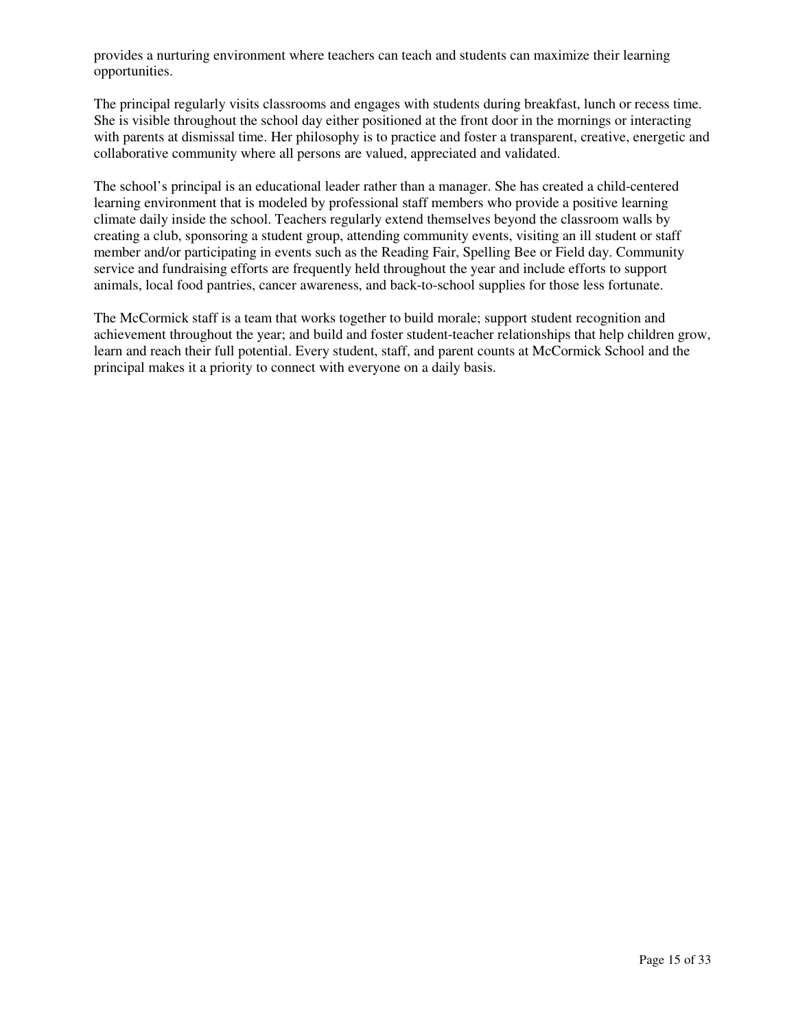provides a nurturing environment where teachers can teach and students can maximize their learning opportunities.

The principal regularly visits classrooms and engages with students during breakfast, lunch or recess time. She is visible throughout the school day either positioned at the front door in the mornings or interacting with parents at dismissal time. Her philosophy is to practice and foster a transparent, creative, energetic and collaborative community where all persons are valued, appreciated and validated.

The school's principal is an educational leader rather than a manager. She has created a child-centered learning environment that is modeled by professional staff members who provide a positive learning climate daily inside the school. Teachers regularly extend themselves beyond the classroom walls by creating a club, sponsoring a student group, attending community events, visiting an ill student or staff member and/or participating in events such as the Reading Fair, Spelling Bee or Field day. Community service and fundraising efforts are frequently held throughout the year and include efforts to support animals, local food pantries, cancer awareness, and back-to-school supplies for those less fortunate.

The McCormick staff is a team that works together to build morale; support student recognition and achievement throughout the year; and build and foster student-teacher relationships that help children grow, learn and reach their full potential. Every student, staff, and parent counts at McCormick School and the principal makes it a priority to connect with everyone on a daily basis.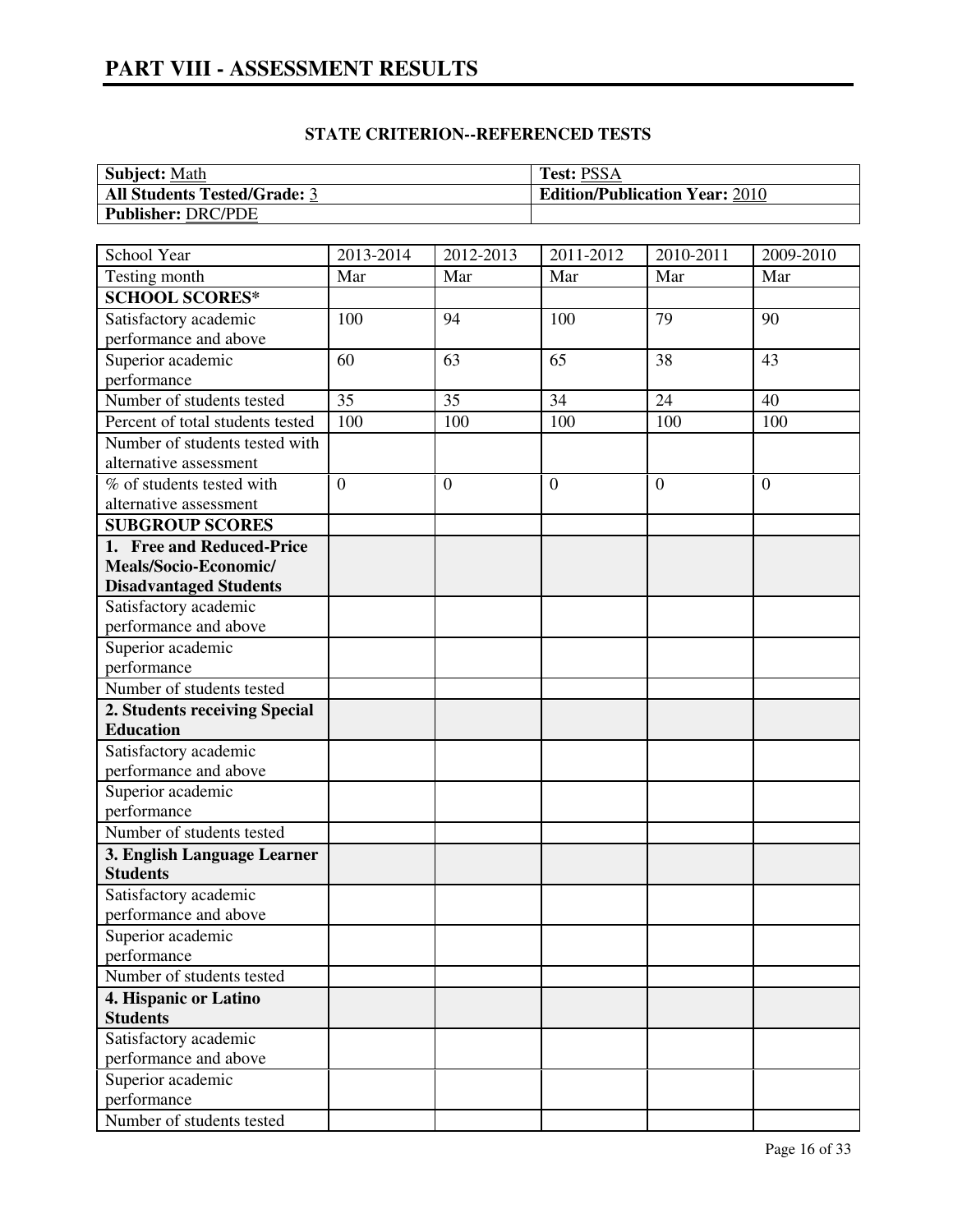# PART VIII - ASSESSMENT RESULTS

### STATE CRITERION--REFERENCED TESTS

| **Subject:** Math | **Test:** PSSA |
|---|---|
| **All Students Tested/Grade:** 3 | **Edition/Publication Year:** 2010 |
| **Publisher:** DRC/PDE | |

| School Year | 2013-2014 | 2012-2013 | 2011-2012 | 2010-2011 | 2009-2010 |
|---|---|---|---|---|---|
| Testing month | Mar | Mar | Mar | Mar | Mar |
| **SCHOOL SCORES*** | | | | | |
| Satisfactory academic performance and above | 100 | 94 | 100 | 79 | 90 |
| Superior academic performance | 60 | 63 | 65 | 38 | 43 |
| Number of students tested | 35 | 35 | 34 | 24 | 40 |
| Percent of total students tested | 100 | 100 | 100 | 100 | 100 |
| Number of students tested with alternative assessment | | | | | |
| % of students tested with alternative assessment | 0 | 0 | 0 | 0 | 0 |
| **SUBGROUP SCORES** | | | | | |
| **1. Free and Reduced-Price Meals/Socio-Economic/ Disadvantaged Students** | | | | | |
| Satisfactory academic performance and above | | | | | |
| Superior academic performance | | | | | |
| Number of students tested | | | | | |
| **2. Students receiving Special Education** | | | | | |
| Satisfactory academic performance and above | | | | | |
| Superior academic performance | | | | | |
| Number of students tested | | | | | |
| **3. English Language Learner Students** | | | | | |
| Satisfactory academic performance and above | | | | | |
| Superior academic performance | | | | | |
| Number of students tested | | | | | |
| **4. Hispanic or Latino Students** | | | | | |
| Satisfactory academic performance and above | | | | | |
| Superior academic performance | | | | | |
| Number of students tested | | | | | |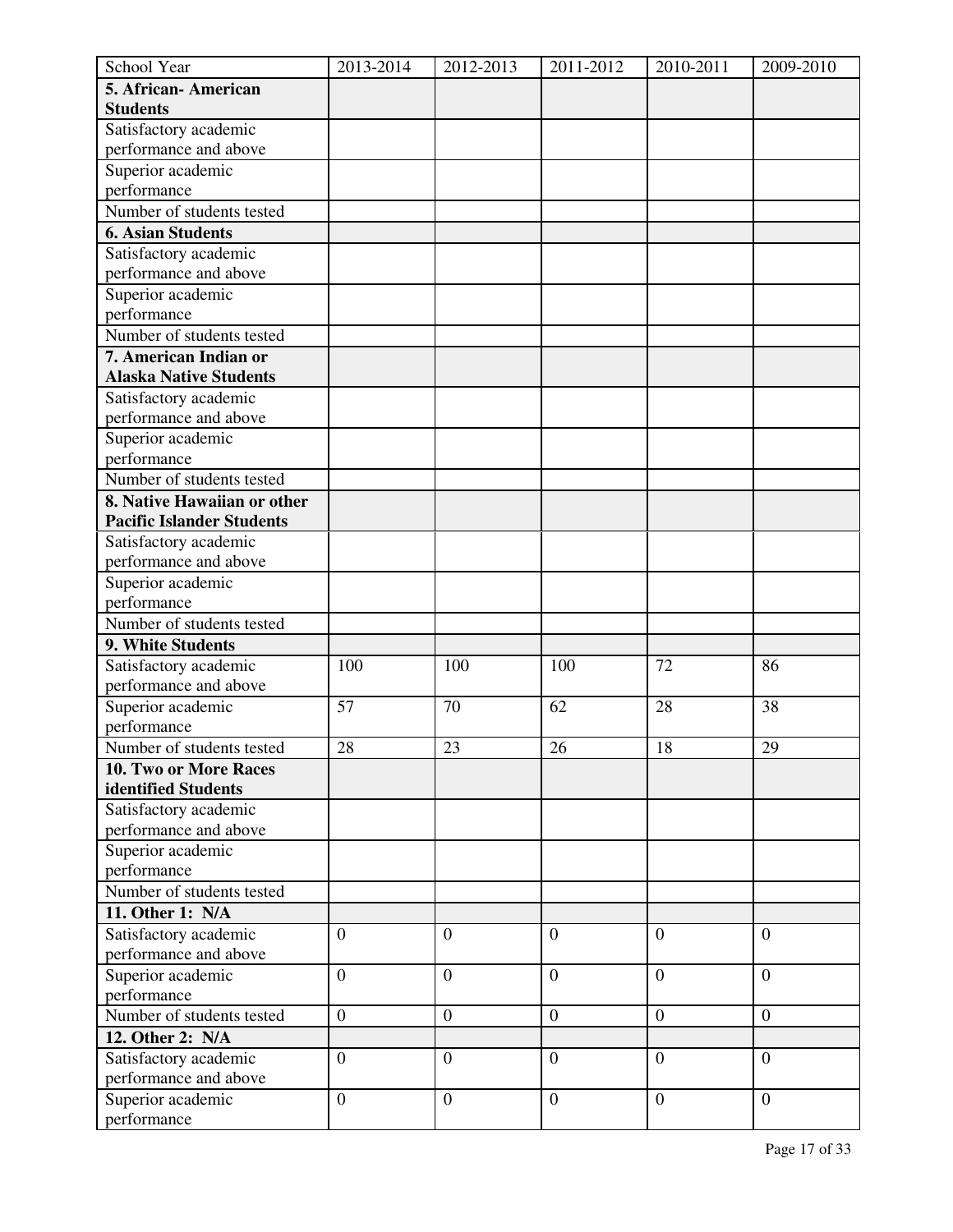| School Year | 2013-2014 | 2012-2013 | 2011-2012 | 2010-2011 | 2009-2010 |
|---|---|---|---|---|---|
| **5. African- American Students** | | | | | |
| Satisfactory academic performance and above | | | | | |
| Superior academic performance | | | | | |
| Number of students tested | | | | | |
| **6. Asian Students** | | | | | |
| Satisfactory academic performance and above | | | | | |
| Superior academic performance | | | | | |
| Number of students tested | | | | | |
| **7. American Indian or Alaska Native Students** | | | | | |
| Satisfactory academic performance and above | | | | | |
| Superior academic performance | | | | | |
| Number of students tested | | | | | |
| **8. Native Hawaiian or other Pacific Islander Students** | | | | | |
| Satisfactory academic performance and above | | | | | |
| Superior academic performance | | | | | |
| Number of students tested | | | | | |
| **9. White Students** | | | | | |
| Satisfactory academic performance and above | 100 | 100 | 100 | 72 | 86 |
| Superior academic performance | 57 | 70 | 62 | 28 | 38 |
| Number of students tested | 28 | 23 | 26 | 18 | 29 |
| **10. Two or More Races identified Students** | | | | | |
| Satisfactory academic performance and above | | | | | |
| Superior academic performance | | | | | |
| Number of students tested | | | | | |
| **11. Other 1: N/A** | | | | | |
| Satisfactory academic performance and above | 0 | 0 | 0 | 0 | 0 |
| Superior academic performance | 0 | 0 | 0 | 0 | 0 |
| Number of students tested | 0 | 0 | 0 | 0 | 0 |
| **12. Other 2: N/A** | | | | | |
| Satisfactory academic performance and above | 0 | 0 | 0 | 0 | 0 |
| Superior academic performance | 0 | 0 | 0 | 0 | 0 |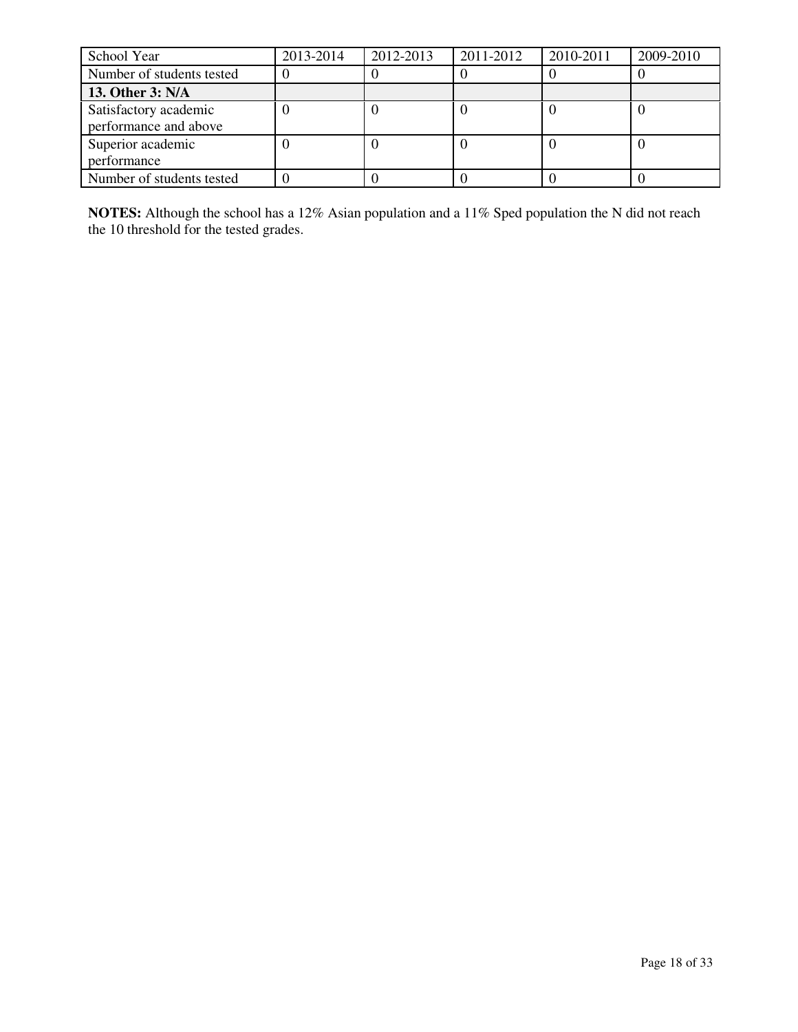| School Year | 2013-2014 | 2012-2013 | 2011-2012 | 2010-2011 | 2009-2010 |
|---|---|---|---|---|---|
| Number of students tested | 0 | 0 | 0 | 0 | 0 |
| **13. Other 3: N/A** | | | | | |
| Satisfactory academic performance and above | 0 | 0 | 0 | 0 | 0 |
| Superior academic performance | 0 | 0 | 0 | 0 | 0 |
| Number of students tested | 0 | 0 | 0 | 0 | 0 |

**NOTES:** Although the school has a 12% Asian population and a 11% Sped population the N did not reach the 10 threshold for the tested grades.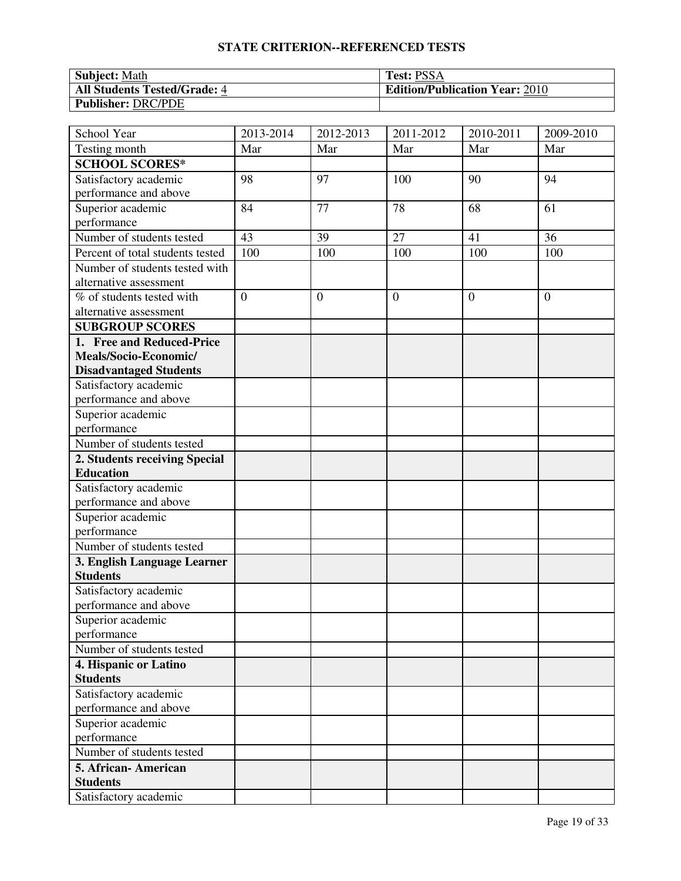# STATE CRITERION--REFERENCED TESTS

| **Subject:** Math | **Test:** PSSA |
|---|---|
| **All Students Tested/Grade:** 4 | **Edition/Publication Year:** 2010 |
| **Publisher:** DRC/PDE | |

| School Year | 2013-2014 | 2012-2013 | 2011-2012 | 2010-2011 | 2009-2010 |
|---|---|---|---|---|---|
| Testing month | Mar | Mar | Mar | Mar | Mar |
| **SCHOOL SCORES*** | | | | | |
| Satisfactory academic performance and above | 98 | 97 | 100 | 90 | 94 |
| Superior academic performance | 84 | 77 | 78 | 68 | 61 |
| Number of students tested | 43 | 39 | 27 | 41 | 36 |
| Percent of total students tested | 100 | 100 | 100 | 100 | 100 |
| Number of students tested with alternative assessment | | | | | |
| % of students tested with alternative assessment | 0 | 0 | 0 | 0 | 0 |
| **SUBGROUP SCORES** | | | | | |
| **1. Free and Reduced-Price Meals/Socio-Economic/ Disadvantaged Students** | | | | | |
| Satisfactory academic performance and above | | | | | |
| Superior academic performance | | | | | |
| Number of students tested | | | | | |
| **2. Students receiving Special Education** | | | | | |
| Satisfactory academic performance and above | | | | | |
| Superior academic performance | | | | | |
| Number of students tested | | | | | |
| **3. English Language Learner Students** | | | | | |
| Satisfactory academic performance and above | | | | | |
| Superior academic performance | | | | | |
| Number of students tested | | | | | |
| **4. Hispanic or Latino Students** | | | | | |
| Satisfactory academic performance and above | | | | | |
| Superior academic performance | | | | | |
| Number of students tested | | | | | |
| **5. African- American Students** | | | | | |
| Satisfactory academic | | | | | |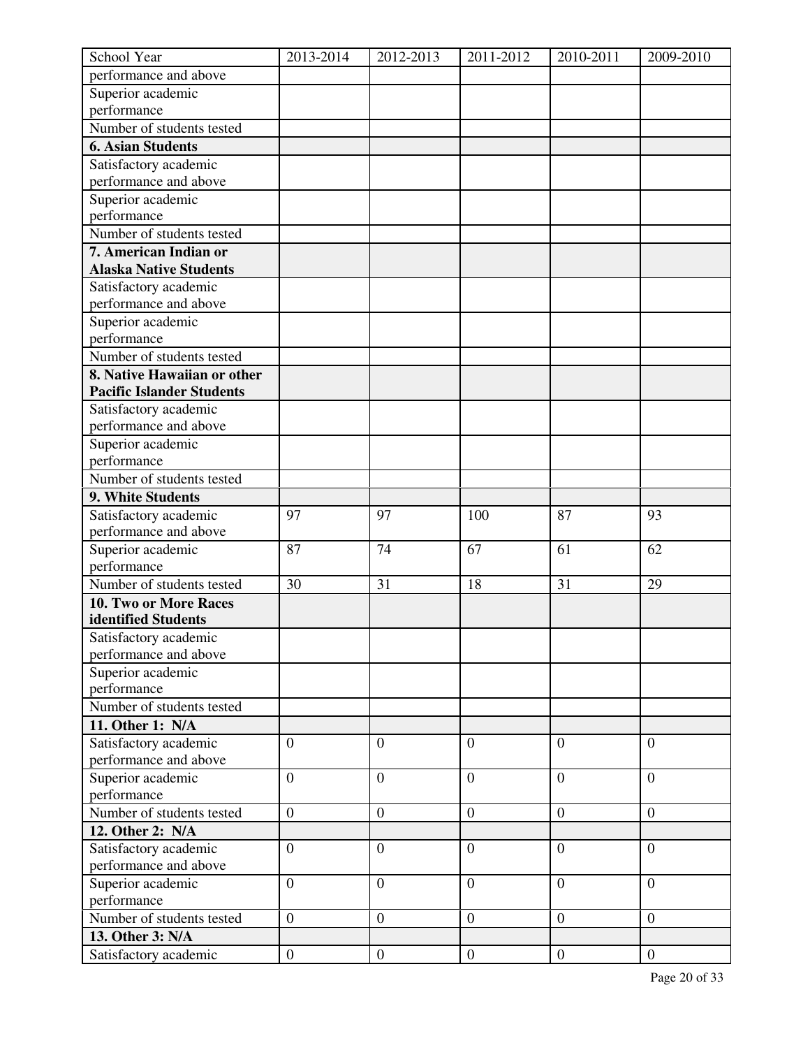| School Year | 2013-2014 | 2012-2013 | 2011-2012 | 2010-2011 | 2009-2010 |
| --- | --- | --- | --- | --- | --- |
| performance and above | | | | | |
| Superior academic performance | | | | | |
| Number of students tested | | | | | |
| **6. Asian Students** | | | | | |
| Satisfactory academic performance and above | | | | | |
| Superior academic performance | | | | | |
| Number of students tested | | | | | |
| **7. American Indian or Alaska Native Students** | | | | | |
| Satisfactory academic performance and above | | | | | |
| Superior academic performance | | | | | |
| Number of students tested | | | | | |
| **8. Native Hawaiian or other Pacific Islander Students** | | | | | |
| Satisfactory academic performance and above | | | | | |
| Superior academic performance | | | | | |
| Number of students tested | | | | | |
| **9. White Students** | | | | | |
| Satisfactory academic performance and above | 97 | 97 | 100 | 87 | 93 |
| Superior academic performance | 87 | 74 | 67 | 61 | 62 |
| Number of students tested | 30 | 31 | 18 | 31 | 29 |
| **10. Two or More Races identified Students** | | | | | |
| Satisfactory academic performance and above | | | | | |
| Superior academic performance | | | | | |
| Number of students tested | | | | | |
| **11. Other 1: N/A** | | | | | |
| Satisfactory academic performance and above | 0 | 0 | 0 | 0 | 0 |
| Superior academic performance | 0 | 0 | 0 | 0 | 0 |
| Number of students tested | 0 | 0 | 0 | 0 | 0 |
| **12. Other 2: N/A** | | | | | |
| Satisfactory academic performance and above | 0 | 0 | 0 | 0 | 0 |
| Superior academic performance | 0 | 0 | 0 | 0 | 0 |
| Number of students tested | 0 | 0 | 0 | 0 | 0 |
| **13. Other 3: N/A** | | | | | |
| Satisfactory academic | 0 | 0 | 0 | 0 | 0 |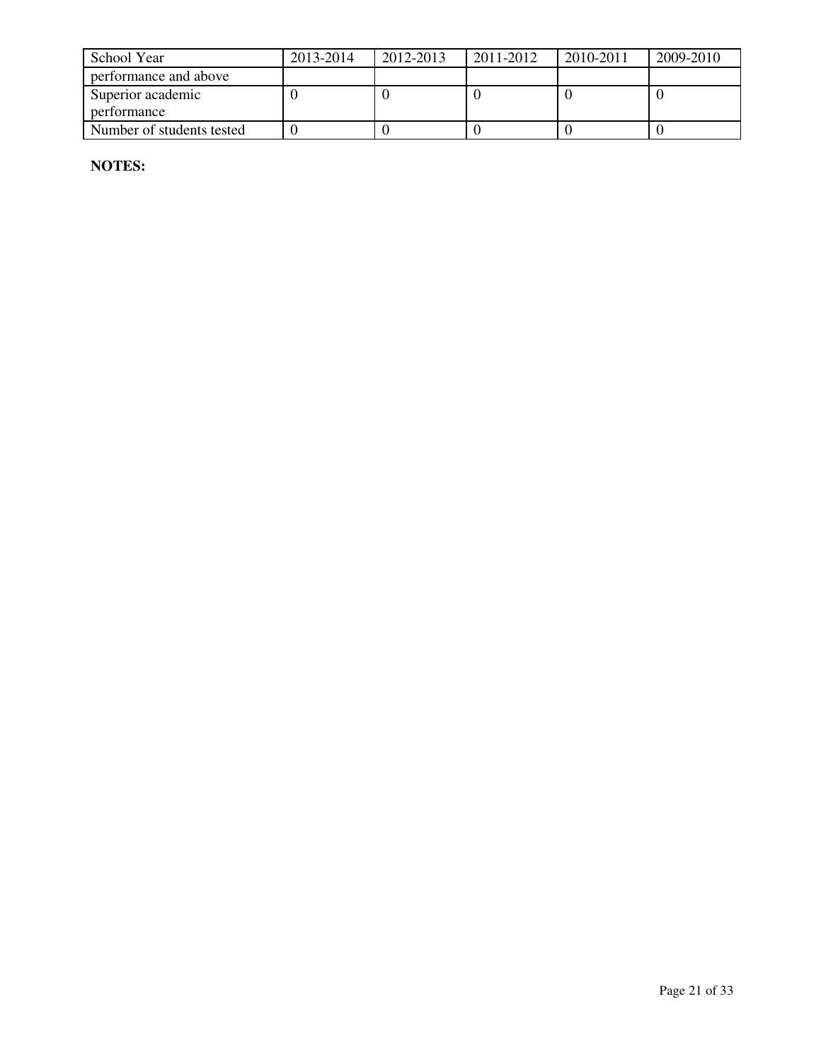| School Year | 2013-2014 | 2012-2013 | 2011-2012 | 2010-2011 | 2009-2010 |
|---|---|---|---|---|---|
| performance and above | | | | | |
| Superior academic performance | 0 | 0 | 0 | 0 | 0 |
| Number of students tested | 0 | 0 | 0 | 0 | 0 |

**NOTES:**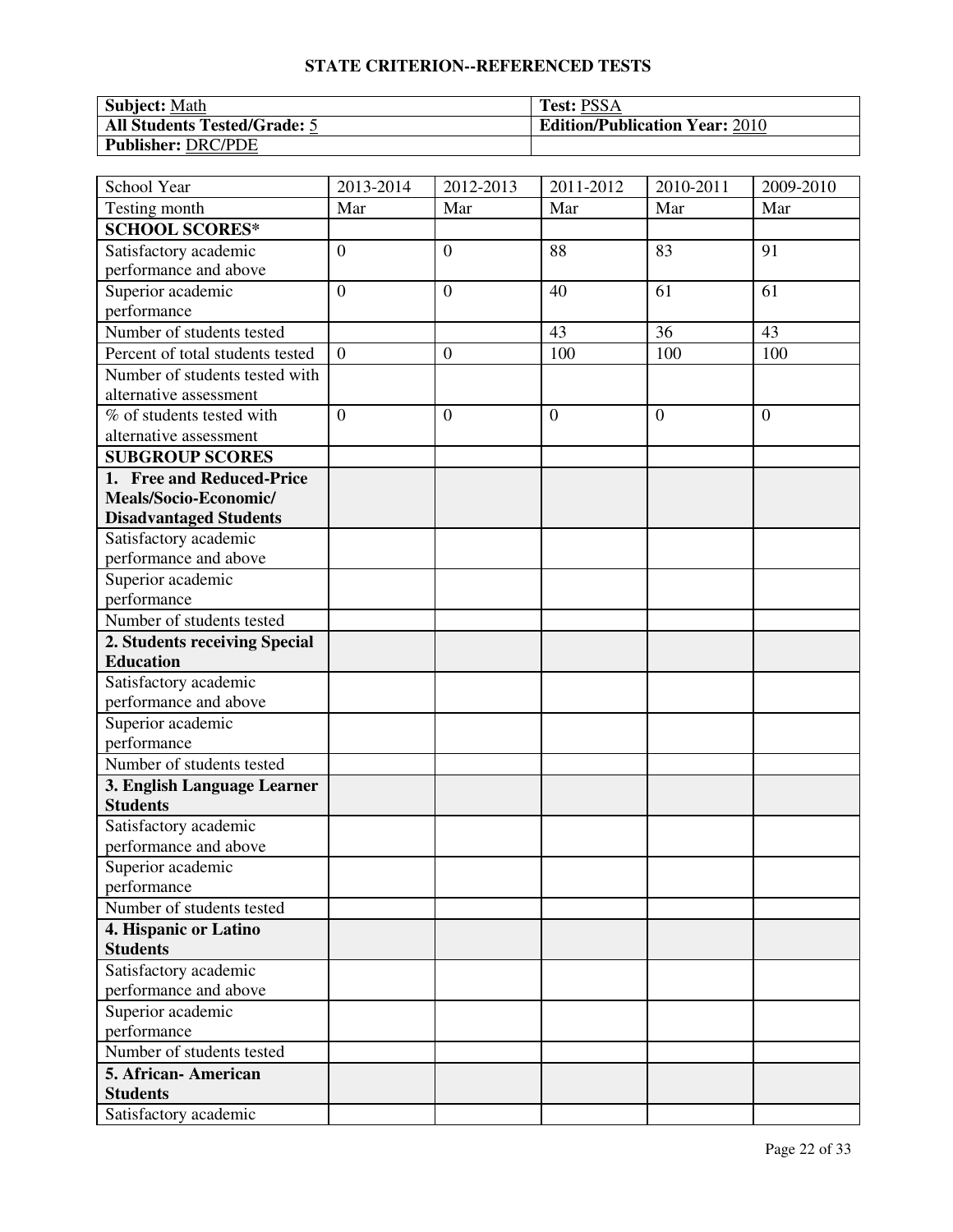## STATE CRITERION--REFERENCED TESTS

| Subject: Math | Test: PSSA |
|---|---|
| All Students Tested/Grade: 5 | Edition/Publication Year: 2010 |
| Publisher: DRC/PDE | |

| School Year | 2013-2014 | 2012-2013 | 2011-2012 | 2010-2011 | 2009-2010 |
|---|---|---|---|---|---|
| Testing month | Mar | Mar | Mar | Mar | Mar |
| **SCHOOL SCORES*** | | | | | |
| Satisfactory academic performance and above | 0 | 0 | 88 | 83 | 91 |
| Superior academic performance | 0 | 0 | 40 | 61 | 61 |
| Number of students tested | | | 43 | 36 | 43 |
| Percent of total students tested | 0 | 0 | 100 | 100 | 100 |
| Number of students tested with alternative assessment | | | | | |
| % of students tested with alternative assessment | 0 | 0 | 0 | 0 | 0 |
| **SUBGROUP SCORES** | | | | | |
| **1. Free and Reduced-Price Meals/Socio-Economic/ Disadvantaged Students** | | | | | |
| Satisfactory academic performance and above | | | | | |
| Superior academic performance | | | | | |
| Number of students tested | | | | | |
| **2. Students receiving Special Education** | | | | | |
| Satisfactory academic performance and above | | | | | |
| Superior academic performance | | | | | |
| Number of students tested | | | | | |
| **3. English Language Learner Students** | | | | | |
| Satisfactory academic performance and above | | | | | |
| Superior academic performance | | | | | |
| Number of students tested | | | | | |
| **4. Hispanic or Latino Students** | | | | | |
| Satisfactory academic performance and above | | | | | |
| Superior academic performance | | | | | |
| Number of students tested | | | | | |
| **5. African- American Students** | | | | | |
| Satisfactory academic | | | | | |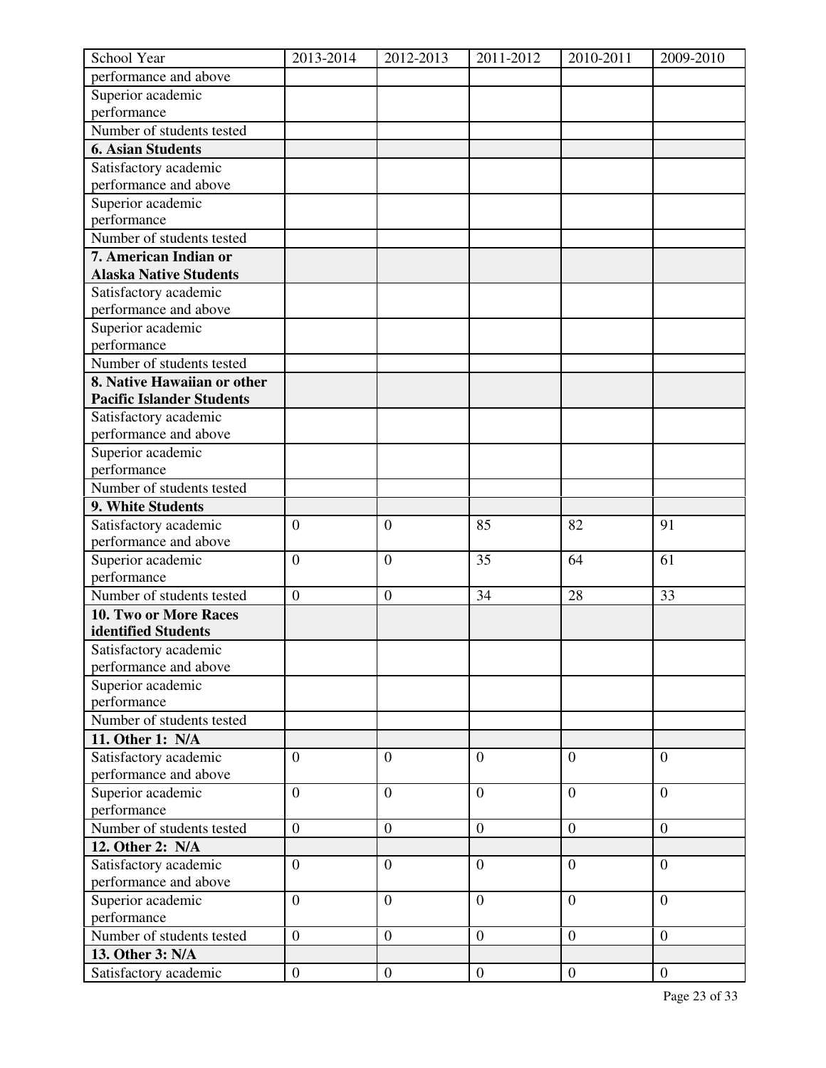| School Year | 2013-2014 | 2012-2013 | 2011-2012 | 2010-2011 | 2009-2010 |
| --- | --- | --- | --- | --- | --- |
| performance and above | | | | | |
| Superior academic performance | | | | | |
| Number of students tested | | | | | |
| **6. Asian Students** | | | | | |
| Satisfactory academic performance and above | | | | | |
| Superior academic performance | | | | | |
| Number of students tested | | | | | |
| **7. American Indian or Alaska Native Students** | | | | | |
| Satisfactory academic performance and above | | | | | |
| Superior academic performance | | | | | |
| Number of students tested | | | | | |
| **8. Native Hawaiian or other Pacific Islander Students** | | | | | |
| Satisfactory academic performance and above | | | | | |
| Superior academic performance | | | | | |
| Number of students tested | | | | | |
| **9. White Students** | | | | | |
| Satisfactory academic performance and above | 0 | 0 | 85 | 82 | 91 |
| Superior academic performance | 0 | 0 | 35 | 64 | 61 |
| Number of students tested | 0 | 0 | 34 | 28 | 33 |
| **10. Two or More Races identified Students** | | | | | |
| Satisfactory academic performance and above | | | | | |
| Superior academic performance | | | | | |
| Number of students tested | | | | | |
| **11. Other 1: N/A** | | | | | |
| Satisfactory academic performance and above | 0 | 0 | 0 | 0 | 0 |
| Superior academic performance | 0 | 0 | 0 | 0 | 0 |
| Number of students tested | 0 | 0 | 0 | 0 | 0 |
| **12. Other 2: N/A** | | | | | |
| Satisfactory academic performance and above | 0 | 0 | 0 | 0 | 0 |
| Superior academic performance | 0 | 0 | 0 | 0 | 0 |
| Number of students tested | 0 | 0 | 0 | 0 | 0 |
| **13. Other 3: N/A** | | | | | |
| Satisfactory academic | 0 | 0 | 0 | 0 | 0 |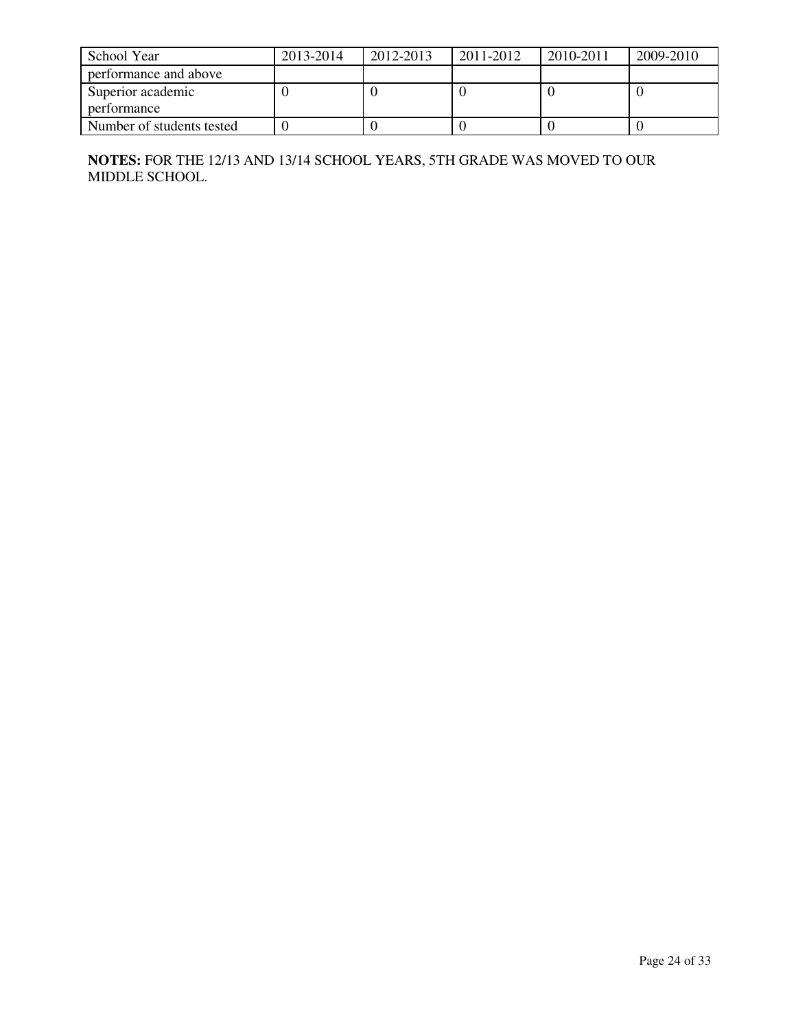| School Year | 2013-2014 | 2012-2013 | 2011-2012 | 2010-2011 | 2009-2010 |
|---|---|---|---|---|---|
| performance and above | | | | | |
| Superior academic performance | 0 | 0 | 0 | 0 | 0 |
| Number of students tested | 0 | 0 | 0 | 0 | 0 |

**NOTES:** FOR THE 12/13 AND 13/14 SCHOOL YEARS, 5TH GRADE WAS MOVED TO OUR MIDDLE SCHOOL.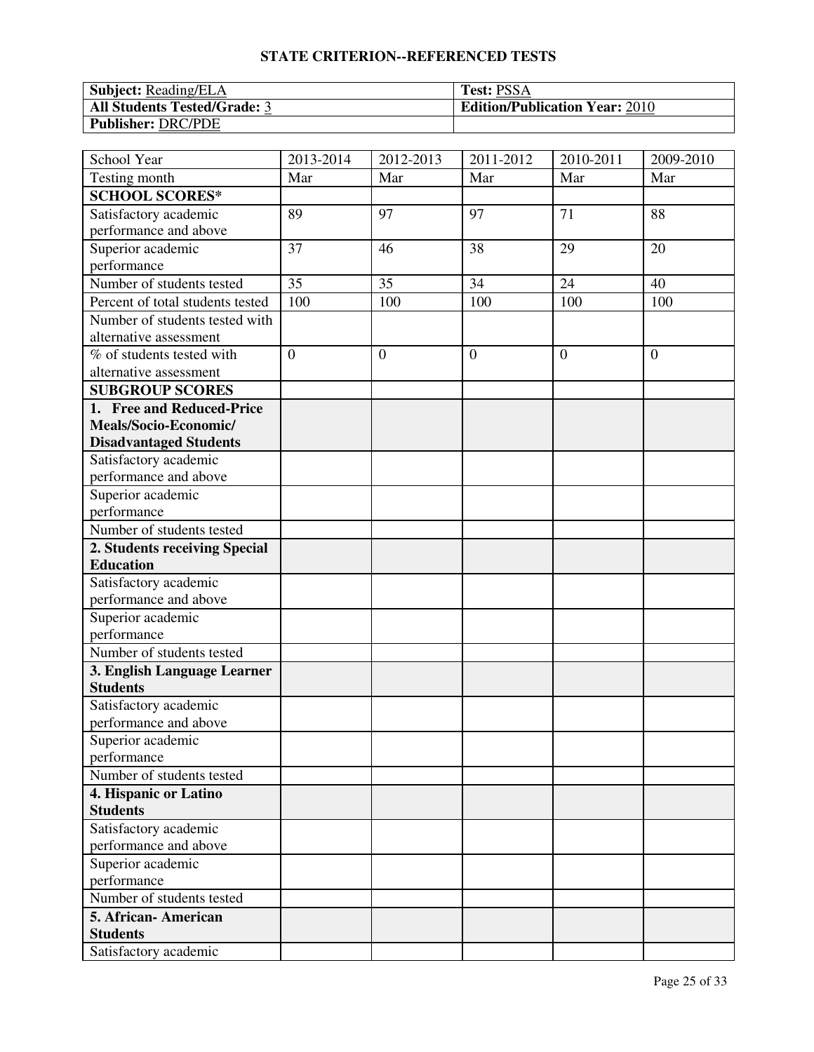## STATE CRITERION--REFERENCED TESTS

| **Subject:** Reading/ELA | **Test:** PSSA |
| --- | --- |
| **All Students Tested/Grade:** 3 | **Edition/Publication Year:** 2010 |
| **Publisher:** DRC/PDE | |

| School Year | 2013-2014 | 2012-2013 | 2011-2012 | 2010-2011 | 2009-2010 |
| --- | --- | --- | --- | --- | --- |
| Testing month | Mar | Mar | Mar | Mar | Mar |
| **SCHOOL SCORES*** | | | | | |
| Satisfactory academic performance and above | 89 | 97 | 97 | 71 | 88 |
| Superior academic performance | 37 | 46 | 38 | 29 | 20 |
| Number of students tested | 35 | 35 | 34 | 24 | 40 |
| Percent of total students tested | 100 | 100 | 100 | 100 | 100 |
| Number of students tested with alternative assessment | | | | | |
| % of students tested with alternative assessment | 0 | 0 | 0 | 0 | 0 |
| **SUBGROUP SCORES** | | | | | |
| **1. Free and Reduced-Price Meals/Socio-Economic/ Disadvantaged Students** | | | | | |
| Satisfactory academic performance and above | | | | | |
| Superior academic performance | | | | | |
| Number of students tested | | | | | |
| **2. Students receiving Special Education** | | | | | |
| Satisfactory academic performance and above | | | | | |
| Superior academic performance | | | | | |
| Number of students tested | | | | | |
| **3. English Language Learner Students** | | | | | |
| Satisfactory academic performance and above | | | | | |
| Superior academic performance | | | | | |
| Number of students tested | | | | | |
| **4. Hispanic or Latino Students** | | | | | |
| Satisfactory academic performance and above | | | | | |
| Superior academic performance | | | | | |
| Number of students tested | | | | | |
| **5. African- American Students** | | | | | |
| Satisfactory academic | | | | | |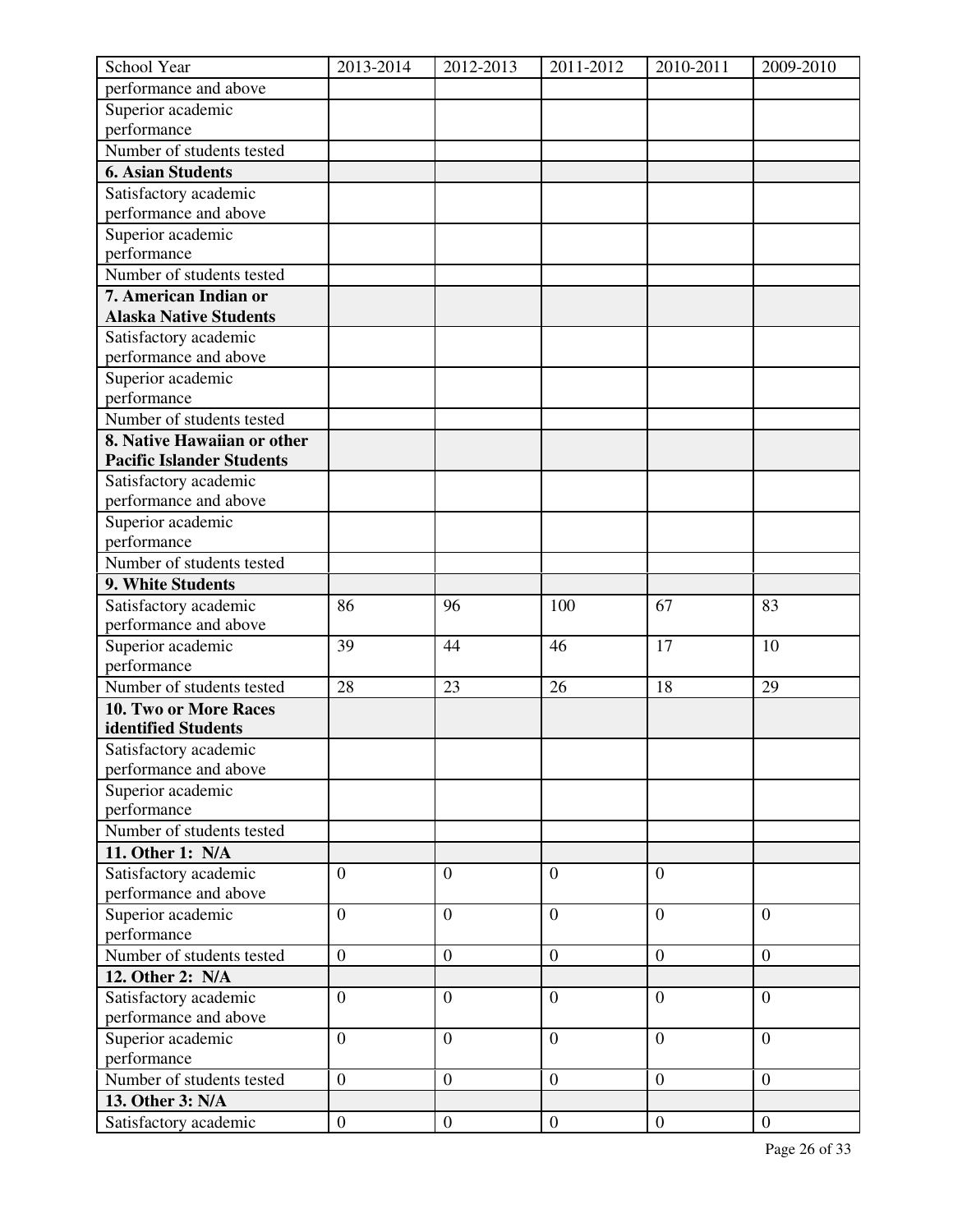| School Year | 2013-2014 | 2012-2013 | 2011-2012 | 2010-2011 | 2009-2010 |
|---|---|---|---|---|---|
| performance and above | | | | | |
| Superior academic performance | | | | | |
| Number of students tested | | | | | |
| **6. Asian Students** | | | | | |
| Satisfactory academic performance and above | | | | | |
| Superior academic performance | | | | | |
| Number of students tested | | | | | |
| **7. American Indian or Alaska Native Students** | | | | | |
| Satisfactory academic performance and above | | | | | |
| Superior academic performance | | | | | |
| Number of students tested | | | | | |
| **8. Native Hawaiian or other Pacific Islander Students** | | | | | |
| Satisfactory academic performance and above | | | | | |
| Superior academic performance | | | | | |
| Number of students tested | | | | | |
| **9. White Students** | | | | | |
| Satisfactory academic performance and above | 86 | 96 | 100 | 67 | 83 |
| Superior academic performance | 39 | 44 | 46 | 17 | 10 |
| Number of students tested | 28 | 23 | 26 | 18 | 29 |
| **10. Two or More Races identified Students** | | | | | |
| Satisfactory academic performance and above | | | | | |
| Superior academic performance | | | | | |
| Number of students tested | | | | | |
| **11. Other 1: N/A** | | | | | |
| Satisfactory academic performance and above | 0 | 0 | 0 | 0 | |
| Superior academic performance | 0 | 0 | 0 | 0 | 0 |
| Number of students tested | 0 | 0 | 0 | 0 | 0 |
| **12. Other 2: N/A** | | | | | |
| Satisfactory academic performance and above | 0 | 0 | 0 | 0 | 0 |
| Superior academic performance | 0 | 0 | 0 | 0 | 0 |
| Number of students tested | 0 | 0 | 0 | 0 | 0 |
| **13. Other 3: N/A** | | | | | |
| Satisfactory academic | 0 | 0 | 0 | 0 | 0 |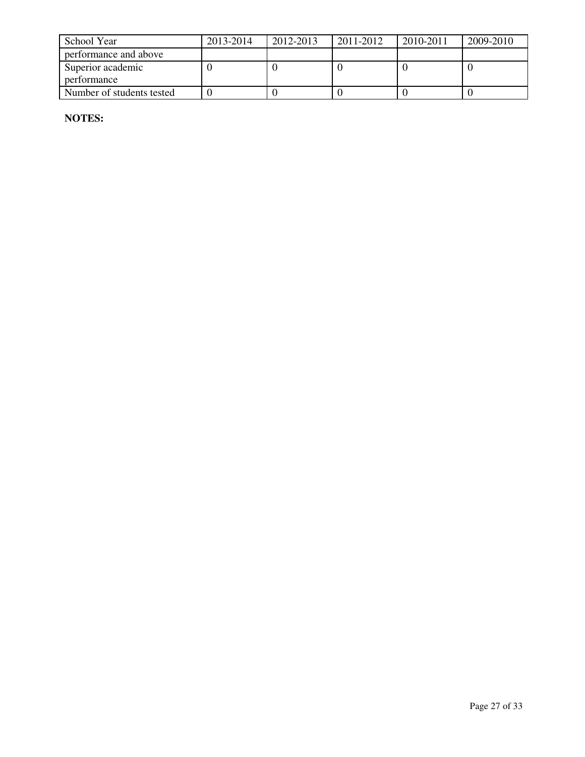| School Year | 2013-2014 | 2012-2013 | 2011-2012 | 2010-2011 | 2009-2010 |
|---|---|---|---|---|---|
| performance and above | | | | | |
| Superior academic performance | 0 | 0 | 0 | 0 | 0 |
| Number of students tested | 0 | 0 | 0 | 0 | 0 |

**NOTES:**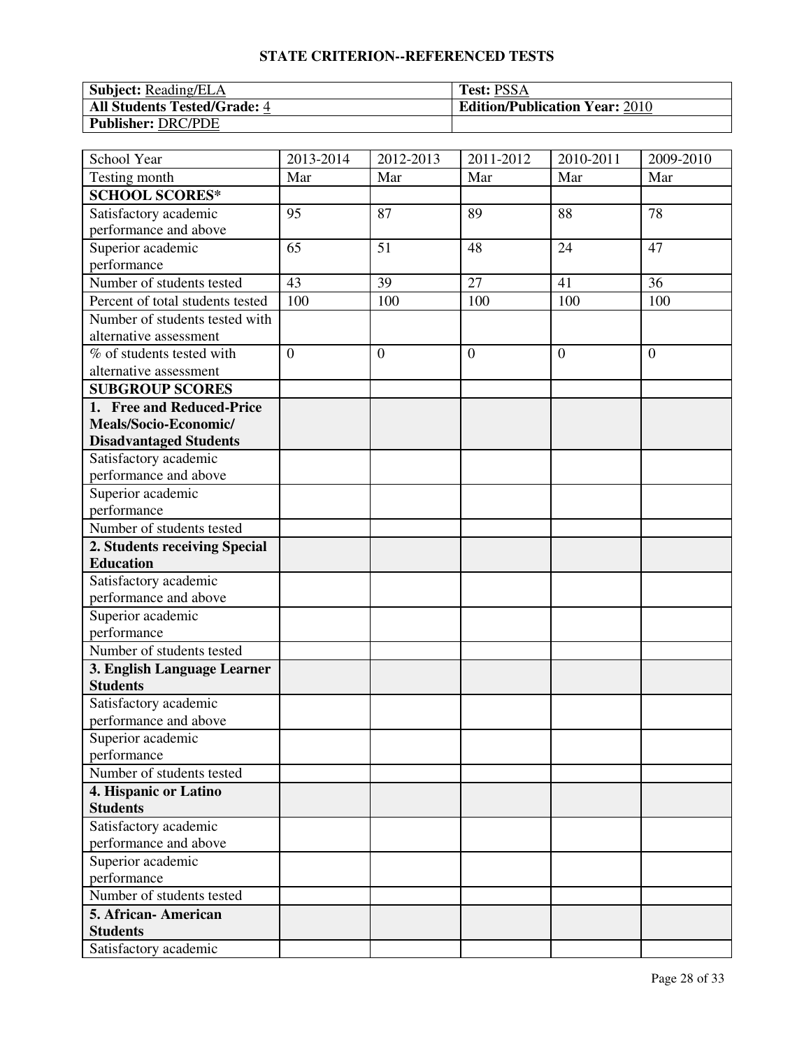## STATE CRITERION--REFERENCED TESTS

| **Subject:** Reading/ELA | **Test:** PSSA |
|---|---|
| **All Students Tested/Grade:** 4 | **Edition/Publication Year:** 2010 |
| **Publisher:** DRC/PDE | |

| School Year | 2013-2014 | 2012-2013 | 2011-2012 | 2010-2011 | 2009-2010 |
|---|---|---|---|---|---|
| Testing month | Mar | Mar | Mar | Mar | Mar |
| **SCHOOL SCORES*** | | | | | |
| Satisfactory academic performance and above | 95 | 87 | 89 | 88 | 78 |
| Superior academic performance | 65 | 51 | 48 | 24 | 47 |
| Number of students tested | 43 | 39 | 27 | 41 | 36 |
| Percent of total students tested | 100 | 100 | 100 | 100 | 100 |
| Number of students tested with alternative assessment | | | | | |
| % of students tested with alternative assessment | 0 | 0 | 0 | 0 | 0 |
| **SUBGROUP SCORES** | | | | | |
| **1. Free and Reduced-Price Meals/Socio-Economic/ Disadvantaged Students** | | | | | |
| Satisfactory academic performance and above | | | | | |
| Superior academic performance | | | | | |
| Number of students tested | | | | | |
| **2. Students receiving Special Education** | | | | | |
| Satisfactory academic performance and above | | | | | |
| Superior academic performance | | | | | |
| Number of students tested | | | | | |
| **3. English Language Learner Students** | | | | | |
| Satisfactory academic performance and above | | | | | |
| Superior academic performance | | | | | |
| Number of students tested | | | | | |
| **4. Hispanic or Latino Students** | | | | | |
| Satisfactory academic performance and above | | | | | |
| Superior academic performance | | | | | |
| Number of students tested | | | | | |
| **5. African- American Students** | | | | | |
| Satisfactory academic | | | | | |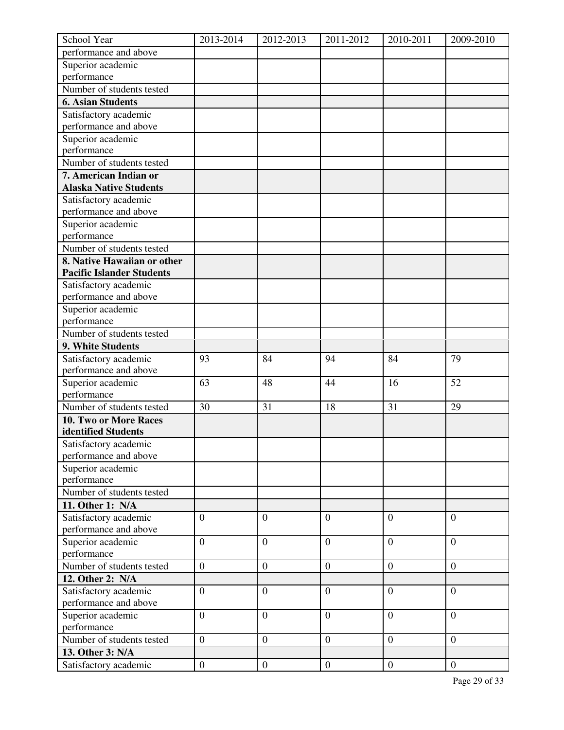| School Year | 2013-2014 | 2012-2013 | 2011-2012 | 2010-2011 | 2009-2010 |
|---|---|---|---|---|---|
| performance and above | | | | | |
| Superior academic performance | | | | | |
| Number of students tested | | | | | |
| **6. Asian Students** | | | | | |
| Satisfactory academic performance and above | | | | | |
| Superior academic performance | | | | | |
| Number of students tested | | | | | |
| **7. American Indian or Alaska Native Students** | | | | | |
| Satisfactory academic performance and above | | | | | |
| Superior academic performance | | | | | |
| Number of students tested | | | | | |
| **8. Native Hawaiian or other Pacific Islander Students** | | | | | |
| Satisfactory academic performance and above | | | | | |
| Superior academic performance | | | | | |
| Number of students tested | | | | | |
| **9. White Students** | | | | | |
| Satisfactory academic performance and above | 93 | 84 | 94 | 84 | 79 |
| Superior academic performance | 63 | 48 | 44 | 16 | 52 |
| Number of students tested | 30 | 31 | 18 | 31 | 29 |
| **10. Two or More Races identified Students** | | | | | |
| Satisfactory academic performance and above | | | | | |
| Superior academic performance | | | | | |
| Number of students tested | | | | | |
| **11. Other 1: N/A** | | | | | |
| Satisfactory academic performance and above | 0 | 0 | 0 | 0 | 0 |
| Superior academic performance | 0 | 0 | 0 | 0 | 0 |
| Number of students tested | 0 | 0 | 0 | 0 | 0 |
| **12. Other 2: N/A** | | | | | |
| Satisfactory academic performance and above | 0 | 0 | 0 | 0 | 0 |
| Superior academic performance | 0 | 0 | 0 | 0 | 0 |
| Number of students tested | 0 | 0 | 0 | 0 | 0 |
| **13. Other 3: N/A** | | | | | |
| Satisfactory academic | 0 | 0 | 0 | 0 | 0 |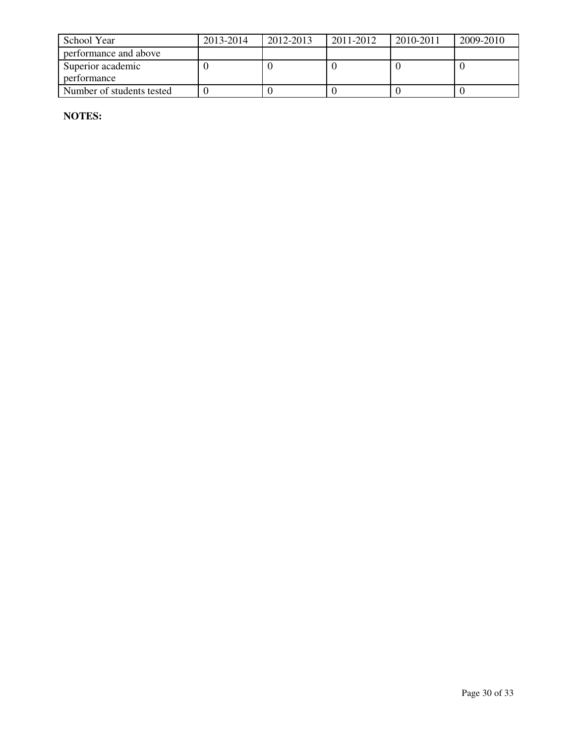| School Year | 2013-2014 | 2012-2013 | 2011-2012 | 2010-2011 | 2009-2010 |
| --- | --- | --- | --- | --- | --- |
| performance and above | | | | | |
| Superior academic performance | 0 | 0 | 0 | 0 | 0 |
| Number of students tested | 0 | 0 | 0 | 0 | 0 |

**NOTES:**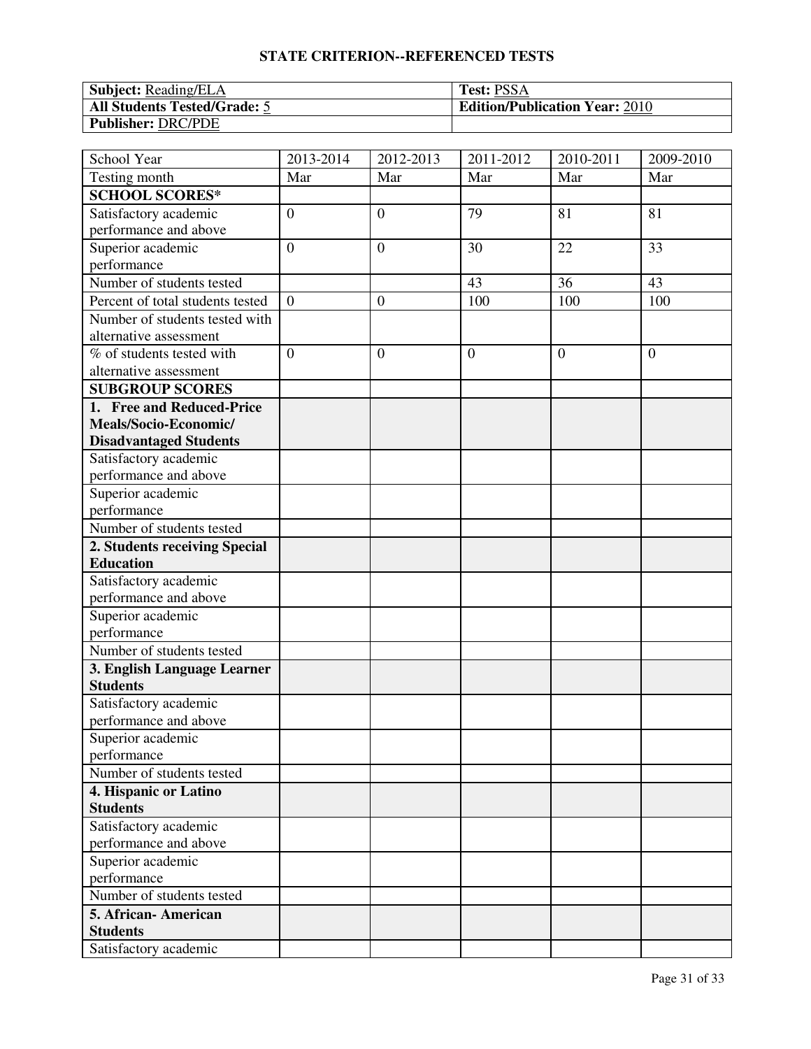## STATE CRITERION--REFERENCED TESTS

| **Subject:** Reading/ELA | **Test:** PSSA |
|---|---|
| **All Students Tested/Grade:** 5 | **Edition/Publication Year:** 2010 |
| **Publisher:** DRC/PDE | |

| School Year | 2013-2014 | 2012-2013 | 2011-2012 | 2010-2011 | 2009-2010 |
|---|---|---|---|---|---|
| Testing month | Mar | Mar | Mar | Mar | Mar |
| **SCHOOL SCORES*** | | | | | |
| Satisfactory academic performance and above | 0 | 0 | 79 | 81 | 81 |
| Superior academic performance | 0 | 0 | 30 | 22 | 33 |
| Number of students tested | | | 43 | 36 | 43 |
| Percent of total students tested | 0 | 0 | 100 | 100 | 100 |
| Number of students tested with alternative assessment | | | | | |
| % of students tested with alternative assessment | 0 | 0 | 0 | 0 | 0 |
| **SUBGROUP SCORES** | | | | | |
| **1. Free and Reduced-Price Meals/Socio-Economic/ Disadvantaged Students** | | | | | |
| Satisfactory academic performance and above | | | | | |
| Superior academic performance | | | | | |
| Number of students tested | | | | | |
| **2. Students receiving Special Education** | | | | | |
| Satisfactory academic performance and above | | | | | |
| Superior academic performance | | | | | |
| Number of students tested | | | | | |
| **3. English Language Learner Students** | | | | | |
| Satisfactory academic performance and above | | | | | |
| Superior academic performance | | | | | |
| Number of students tested | | | | | |
| **4. Hispanic or Latino Students** | | | | | |
| Satisfactory academic performance and above | | | | | |
| Superior academic performance | | | | | |
| Number of students tested | | | | | |
| **5. African- American Students** | | | | | |
| Satisfactory academic | | | | | |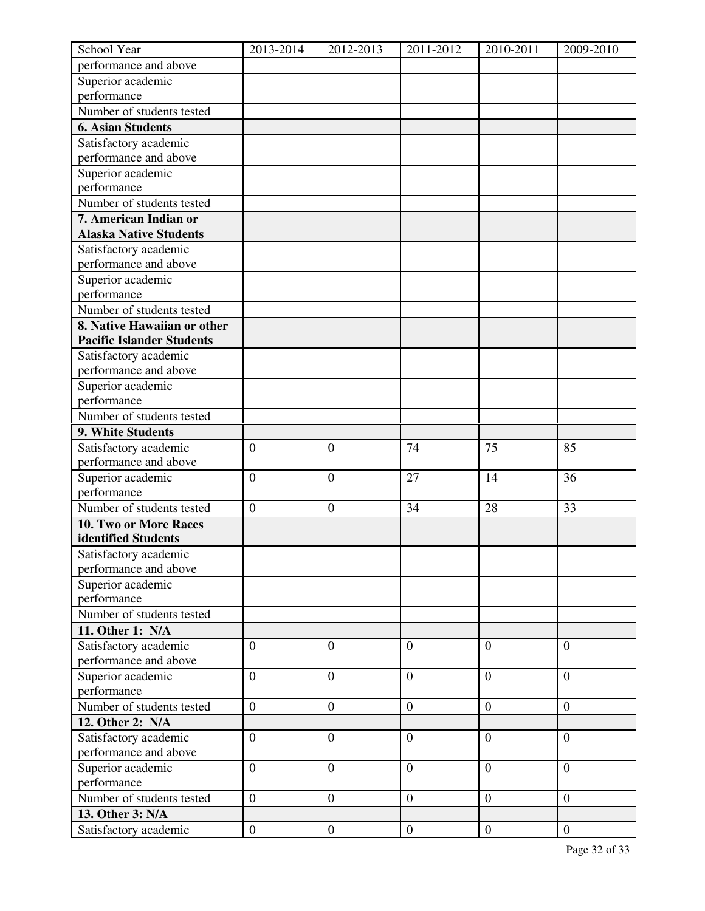| School Year | 2013-2014 | 2012-2013 | 2011-2012 | 2010-2011 | 2009-2010 |
|---|---|---|---|---|---|
| performance and above | | | | | |
| Superior academic performance | | | | | |
| Number of students tested | | | | | |
| **6. Asian Students** | | | | | |
| Satisfactory academic performance and above | | | | | |
| Superior academic performance | | | | | |
| Number of students tested | | | | | |
| **7. American Indian or Alaska Native Students** | | | | | |
| Satisfactory academic performance and above | | | | | |
| Superior academic performance | | | | | |
| Number of students tested | | | | | |
| **8. Native Hawaiian or other Pacific Islander Students** | | | | | |
| Satisfactory academic performance and above | | | | | |
| Superior academic performance | | | | | |
| Number of students tested | | | | | |
| **9. White Students** | | | | | |
| Satisfactory academic performance and above | 0 | 0 | 74 | 75 | 85 |
| Superior academic performance | 0 | 0 | 27 | 14 | 36 |
| Number of students tested | 0 | 0 | 34 | 28 | 33 |
| **10. Two or More Races identified Students** | | | | | |
| Satisfactory academic performance and above | | | | | |
| Superior academic performance | | | | | |
| Number of students tested | | | | | |
| **11. Other 1: N/A** | | | | | |
| Satisfactory academic performance and above | 0 | 0 | 0 | 0 | 0 |
| Superior academic performance | 0 | 0 | 0 | 0 | 0 |
| Number of students tested | 0 | 0 | 0 | 0 | 0 |
| **12. Other 2: N/A** | | | | | |
| Satisfactory academic performance and above | 0 | 0 | 0 | 0 | 0 |
| Superior academic performance | 0 | 0 | 0 | 0 | 0 |
| Number of students tested | 0 | 0 | 0 | 0 | 0 |
| **13. Other 3: N/A** | | | | | |
| Satisfactory academic | 0 | 0 | 0 | 0 | 0 |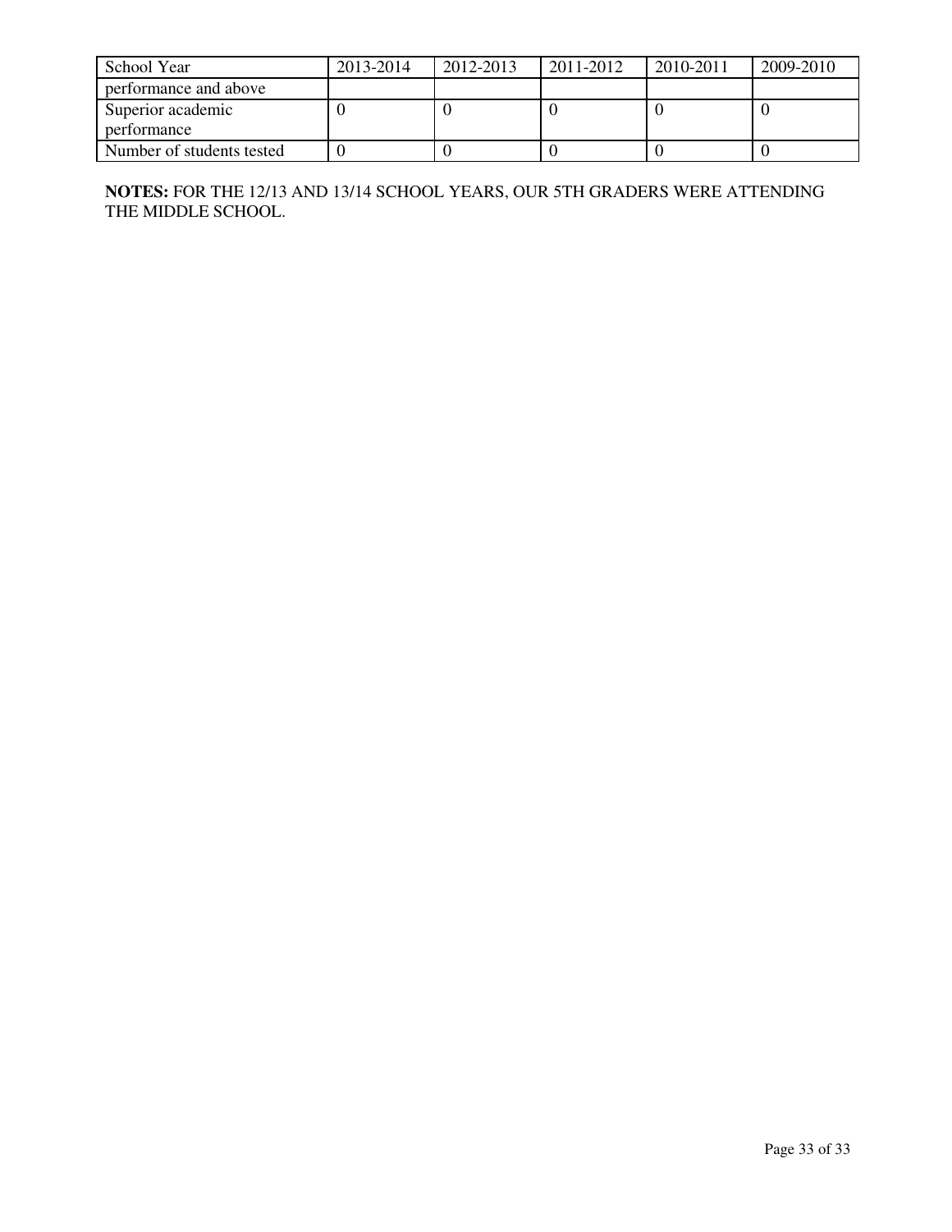| School Year | 2013-2014 | 2012-2013 | 2011-2012 | 2010-2011 | 2009-2010 |
| --- | --- | --- | --- | --- | --- |
| performance and above | | | | | |
| Superior academic performance | 0 | 0 | 0 | 0 | 0 |
| Number of students tested | 0 | 0 | 0 | 0 | 0 |

**NOTES:** FOR THE 12/13 AND 13/14 SCHOOL YEARS, OUR 5TH GRADERS WERE ATTENDING THE MIDDLE SCHOOL.